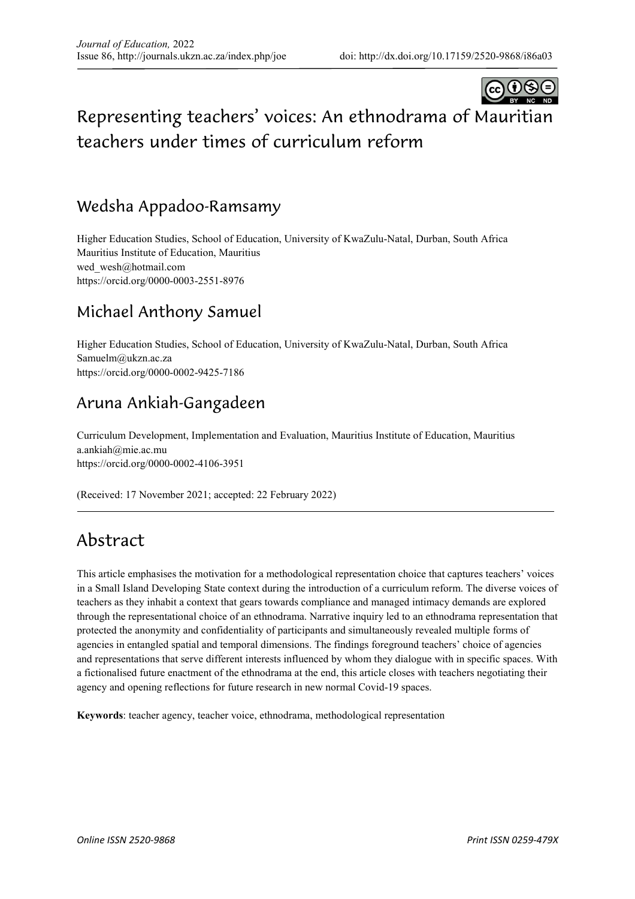# Representing teachers' voices: An ethnodrama of Mauritian teachers under times of curriculum reform

## Wedsha Appadoo-Ramsamy

Higher Education Studies, School of Education, University of KwaZulu-Natal, Durban, South Africa
Mauritius Institute of Education, Mauritius
wed_wesh@hotmail.com
https://orcid.org/0000-0003-2551-8976

## Michael Anthony Samuel

Higher Education Studies, School of Education, University of KwaZulu-Natal, Durban, South Africa
Samuelm@ukzn.ac.za
https://orcid.org/0000-0002-9425-7186

## Aruna Ankiah-Gangadeen

Curriculum Development, Implementation and Evaluation, Mauritius Institute of Education, Mauritius
a.ankiah@mie.ac.mu
https://orcid.org/0000-0002-4106-3951

(Received: 17 November 2021; accepted: 22 February 2022)

## Abstract

This article emphasises the motivation for a methodological representation choice that captures teachers' voices in a Small Island Developing State context during the introduction of a curriculum reform. The diverse voices of teachers as they inhabit a context that gears towards compliance and managed intimacy demands are explored through the representational choice of an ethnodrama. Narrative inquiry led to an ethnodrama representation that protected the anonymity and confidentiality of participants and simultaneously revealed multiple forms of agencies in entangled spatial and temporal dimensions. The findings foreground teachers' choice of agencies and representations that serve different interests influenced by whom they dialogue with in specific spaces. With a fictionalised future enactment of the ethnodrama at the end, this article closes with teachers negotiating their agency and opening reflections for future research in new normal Covid-19 spaces.

**Keywords**: teacher agency, teacher voice, ethnodrama, methodological representation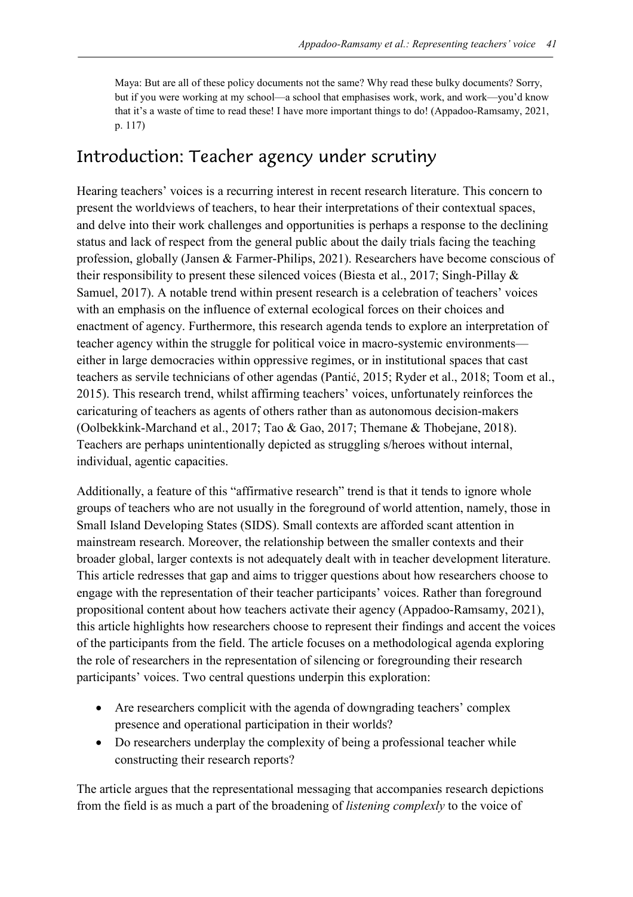> Maya: But are all of these policy documents not the same? Why read these bulky documents? Sorry, but if you were working at my school—a school that emphasises work, work, and work—you'd know that it's a waste of time to read these! I have more important things to do! (Appadoo-Ramsamy, 2021, p. 117)

## Introduction: Teacher agency under scrutiny

Hearing teachers' voices is a recurring interest in recent research literature. This concern to present the worldviews of teachers, to hear their interpretations of their contextual spaces, and delve into their work challenges and opportunities is perhaps a response to the declining status and lack of respect from the general public about the daily trials facing the teaching profession, globally (Jansen & Farmer-Philips, 2021). Researchers have become conscious of their responsibility to present these silenced voices (Biesta et al., 2017; Singh-Pillay & Samuel, 2017). A notable trend within present research is a celebration of teachers' voices with an emphasis on the influence of external ecological forces on their choices and enactment of agency. Furthermore, this research agenda tends to explore an interpretation of teacher agency within the struggle for political voice in macro-systemic environments—either in large democracies within oppressive regimes, or in institutional spaces that cast teachers as servile technicians of other agendas (Pantić, 2015; Ryder et al., 2018; Toom et al., 2015). This research trend, whilst affirming teachers' voices, unfortunately reinforces the caricaturing of teachers as agents of others rather than as autonomous decision-makers (Oolbekkink-Marchand et al., 2017; Tao & Gao, 2017; Themane & Thobejane, 2018). Teachers are perhaps unintentionally depicted as struggling s/heroes without internal, individual, agentic capacities.

Additionally, a feature of this "affirmative research" trend is that it tends to ignore whole groups of teachers who are not usually in the foreground of world attention, namely, those in Small Island Developing States (SIDS). Small contexts are afforded scant attention in mainstream research. Moreover, the relationship between the smaller contexts and their broader global, larger contexts is not adequately dealt with in teacher development literature. This article redresses that gap and aims to trigger questions about how researchers choose to engage with the representation of their teacher participants' voices. Rather than foreground propositional content about how teachers activate their agency (Appadoo-Ramsamy, 2021), this article highlights how researchers choose to represent their findings and accent the voices of the participants from the field. The article focuses on a methodological agenda exploring the role of researchers in the representation of silencing or foregrounding their research participants' voices. Two central questions underpin this exploration:

- Are researchers complicit with the agenda of downgrading teachers' complex presence and operational participation in their worlds?
- Do researchers underplay the complexity of being a professional teacher while constructing their research reports?

The article argues that the representational messaging that accompanies research depictions from the field is as much a part of the broadening of *listening complexly* to the voice of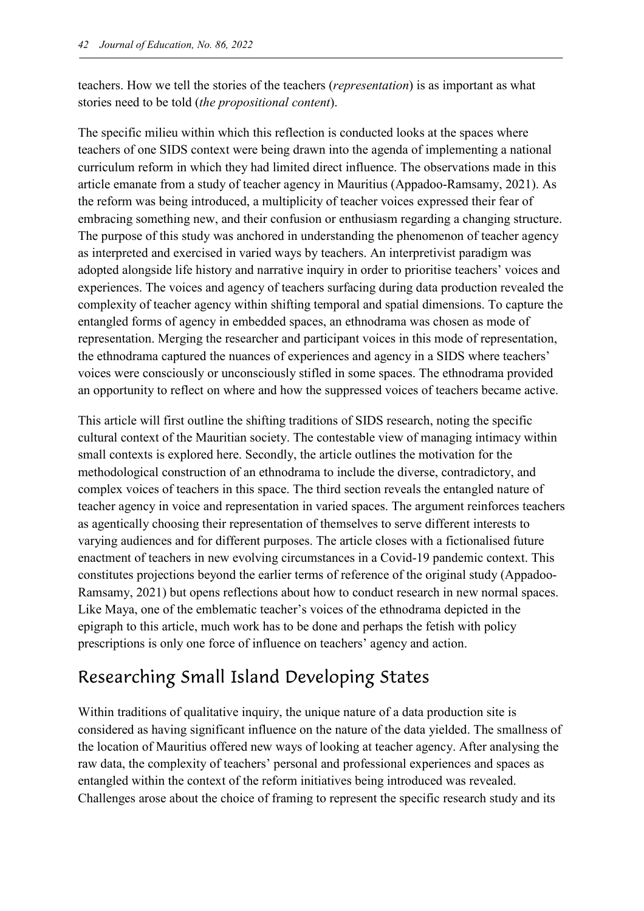teachers. How we tell the stories of the teachers (*representation*) is as important as what stories need to be told (*the propositional content*).

The specific milieu within which this reflection is conducted looks at the spaces where teachers of one SIDS context were being drawn into the agenda of implementing a national curriculum reform in which they had limited direct influence. The observations made in this article emanate from a study of teacher agency in Mauritius (Appadoo-Ramsamy, 2021). As the reform was being introduced, a multiplicity of teacher voices expressed their fear of embracing something new, and their confusion or enthusiasm regarding a changing structure. The purpose of this study was anchored in understanding the phenomenon of teacher agency as interpreted and exercised in varied ways by teachers. An interpretivist paradigm was adopted alongside life history and narrative inquiry in order to prioritise teachers' voices and experiences. The voices and agency of teachers surfacing during data production revealed the complexity of teacher agency within shifting temporal and spatial dimensions. To capture the entangled forms of agency in embedded spaces, an ethnodrama was chosen as mode of representation. Merging the researcher and participant voices in this mode of representation, the ethnodrama captured the nuances of experiences and agency in a SIDS where teachers' voices were consciously or unconsciously stifled in some spaces. The ethnodrama provided an opportunity to reflect on where and how the suppressed voices of teachers became active.

This article will first outline the shifting traditions of SIDS research, noting the specific cultural context of the Mauritian society. The contestable view of managing intimacy within small contexts is explored here. Secondly, the article outlines the motivation for the methodological construction of an ethnodrama to include the diverse, contradictory, and complex voices of teachers in this space. The third section reveals the entangled nature of teacher agency in voice and representation in varied spaces. The argument reinforces teachers as agentically choosing their representation of themselves to serve different interests to varying audiences and for different purposes. The article closes with a fictionalised future enactment of teachers in new evolving circumstances in a Covid-19 pandemic context. This constitutes projections beyond the earlier terms of reference of the original study (Appadoo-Ramsamy, 2021) but opens reflections about how to conduct research in new normal spaces. Like Maya, one of the emblematic teacher's voices of the ethnodrama depicted in the epigraph to this article, much work has to be done and perhaps the fetish with policy prescriptions is only one force of influence on teachers' agency and action.

## Researching Small Island Developing States

Within traditions of qualitative inquiry, the unique nature of a data production site is considered as having significant influence on the nature of the data yielded. The smallness of the location of Mauritius offered new ways of looking at teacher agency. After analysing the raw data, the complexity of teachers' personal and professional experiences and spaces as entangled within the context of the reform initiatives being introduced was revealed. Challenges arose about the choice of framing to represent the specific research study and its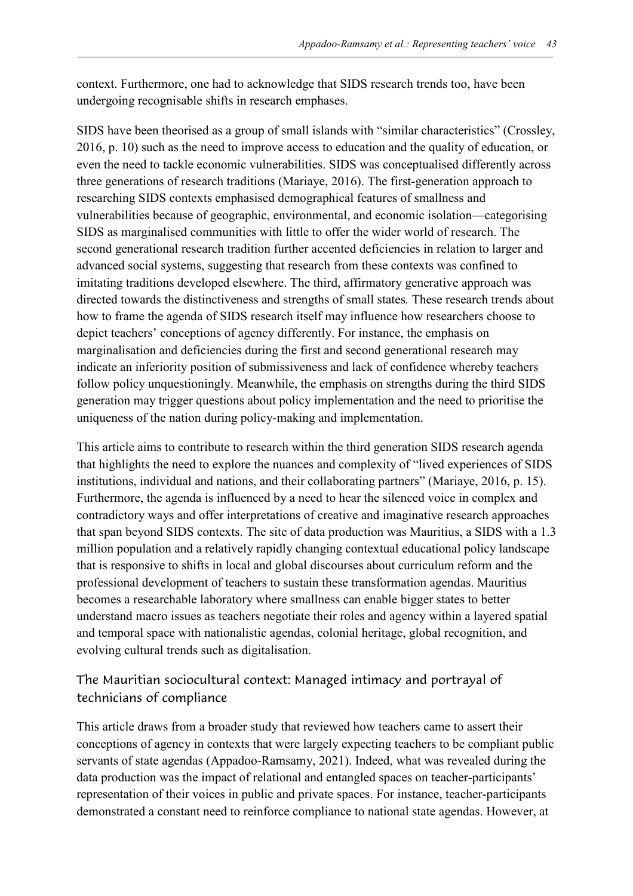context. Furthermore, one had to acknowledge that SIDS research trends too, have been undergoing recognisable shifts in research emphases.

SIDS have been theorised as a group of small islands with "similar characteristics" (Crossley, 2016, p. 10) such as the need to improve access to education and the quality of education, or even the need to tackle economic vulnerabilities. SIDS was conceptualised differently across three generations of research traditions (Mariaye, 2016). The first-generation approach to researching SIDS contexts emphasised demographical features of smallness and vulnerabilities because of geographic, environmental, and economic isolation—categorising SIDS as marginalised communities with little to offer the wider world of research. The second generational research tradition further accented deficiencies in relation to larger and advanced social systems, suggesting that research from these contexts was confined to imitating traditions developed elsewhere. The third, affirmatory generative approach was directed towards the distinctiveness and strengths of small states*.* These research trends about how to frame the agenda of SIDS research itself may influence how researchers choose to depict teachers' conceptions of agency differently. For instance, the emphasis on marginalisation and deficiencies during the first and second generational research may indicate an inferiority position of submissiveness and lack of confidence whereby teachers follow policy unquestioningly. Meanwhile, the emphasis on strengths during the third SIDS generation may trigger questions about policy implementation and the need to prioritise the uniqueness of the nation during policy-making and implementation.

This article aims to contribute to research within the third generation SIDS research agenda that highlights the need to explore the nuances and complexity of "lived experiences of SIDS institutions, individual and nations, and their collaborating partners" (Mariaye, 2016, p. 15). Furthermore, the agenda is influenced by a need to hear the silenced voice in complex and contradictory ways and offer interpretations of creative and imaginative research approaches that span beyond SIDS contexts. The site of data production was Mauritius, a SIDS with a 1.3 million population and a relatively rapidly changing contextual educational policy landscape that is responsive to shifts in local and global discourses about curriculum reform and the professional development of teachers to sustain these transformation agendas. Mauritius becomes a researchable laboratory where smallness can enable bigger states to better understand macro issues as teachers negotiate their roles and agency within a layered spatial and temporal space with nationalistic agendas, colonial heritage, global recognition, and evolving cultural trends such as digitalisation.

## The Mauritian sociocultural context: Managed intimacy and portrayal of technicians of compliance

This article draws from a broader study that reviewed how teachers came to assert their conceptions of agency in contexts that were largely expecting teachers to be compliant public servants of state agendas (Appadoo-Ramsamy, 2021). Indeed, what was revealed during the data production was the impact of relational and entangled spaces on teacher-participants' representation of their voices in public and private spaces. For instance, teacher-participants demonstrated a constant need to reinforce compliance to national state agendas. However, at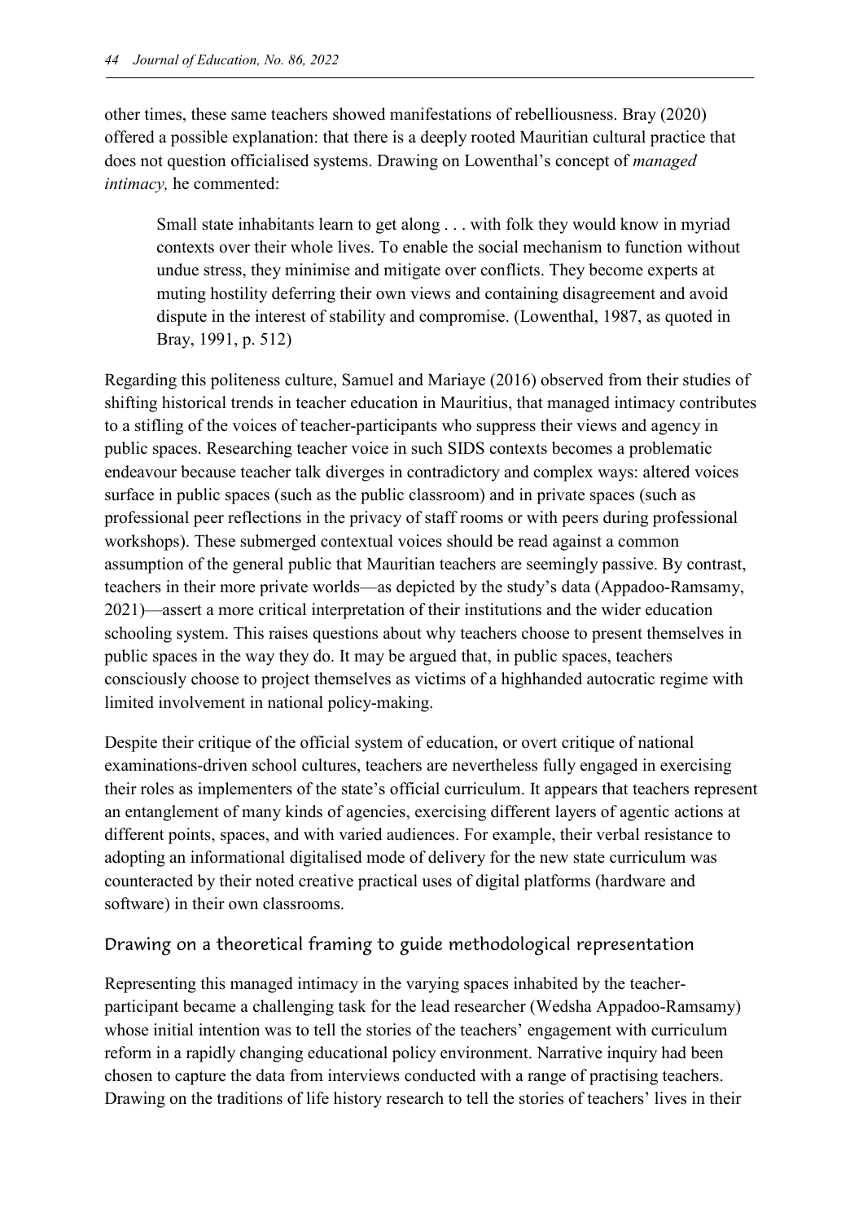other times, these same teachers showed manifestations of rebelliousness. Bray (2020) offered a possible explanation: that there is a deeply rooted Mauritian cultural practice that does not question officialised systems. Drawing on Lowenthal's concept of *managed intimacy,* he commented:

> Small state inhabitants learn to get along . . . with folk they would know in myriad contexts over their whole lives. To enable the social mechanism to function without undue stress, they minimise and mitigate over conflicts. They become experts at muting hostility deferring their own views and containing disagreement and avoid dispute in the interest of stability and compromise. (Lowenthal, 1987, as quoted in Bray, 1991, p. 512)

Regarding this politeness culture, Samuel and Mariaye (2016) observed from their studies of shifting historical trends in teacher education in Mauritius, that managed intimacy contributes to a stifling of the voices of teacher-participants who suppress their views and agency in public spaces. Researching teacher voice in such SIDS contexts becomes a problematic endeavour because teacher talk diverges in contradictory and complex ways: altered voices surface in public spaces (such as the public classroom) and in private spaces (such as professional peer reflections in the privacy of staff rooms or with peers during professional workshops). These submerged contextual voices should be read against a common assumption of the general public that Mauritian teachers are seemingly passive. By contrast, teachers in their more private worlds—as depicted by the study's data (Appadoo-Ramsamy, 2021)—assert a more critical interpretation of their institutions and the wider education schooling system. This raises questions about why teachers choose to present themselves in public spaces in the way they do. It may be argued that, in public spaces, teachers consciously choose to project themselves as victims of a highhanded autocratic regime with limited involvement in national policy-making.

Despite their critique of the official system of education, or overt critique of national examinations-driven school cultures, teachers are nevertheless fully engaged in exercising their roles as implementers of the state's official curriculum. It appears that teachers represent an entanglement of many kinds of agencies, exercising different layers of agentic actions at different points, spaces, and with varied audiences. For example, their verbal resistance to adopting an informational digitalised mode of delivery for the new state curriculum was counteracted by their noted creative practical uses of digital platforms (hardware and software) in their own classrooms.

## Drawing on a theoretical framing to guide methodological representation

Representing this managed intimacy in the varying spaces inhabited by the teacher-participant became a challenging task for the lead researcher (Wedsha Appadoo-Ramsamy) whose initial intention was to tell the stories of the teachers' engagement with curriculum reform in a rapidly changing educational policy environment. Narrative inquiry had been chosen to capture the data from interviews conducted with a range of practising teachers. Drawing on the traditions of life history research to tell the stories of teachers' lives in their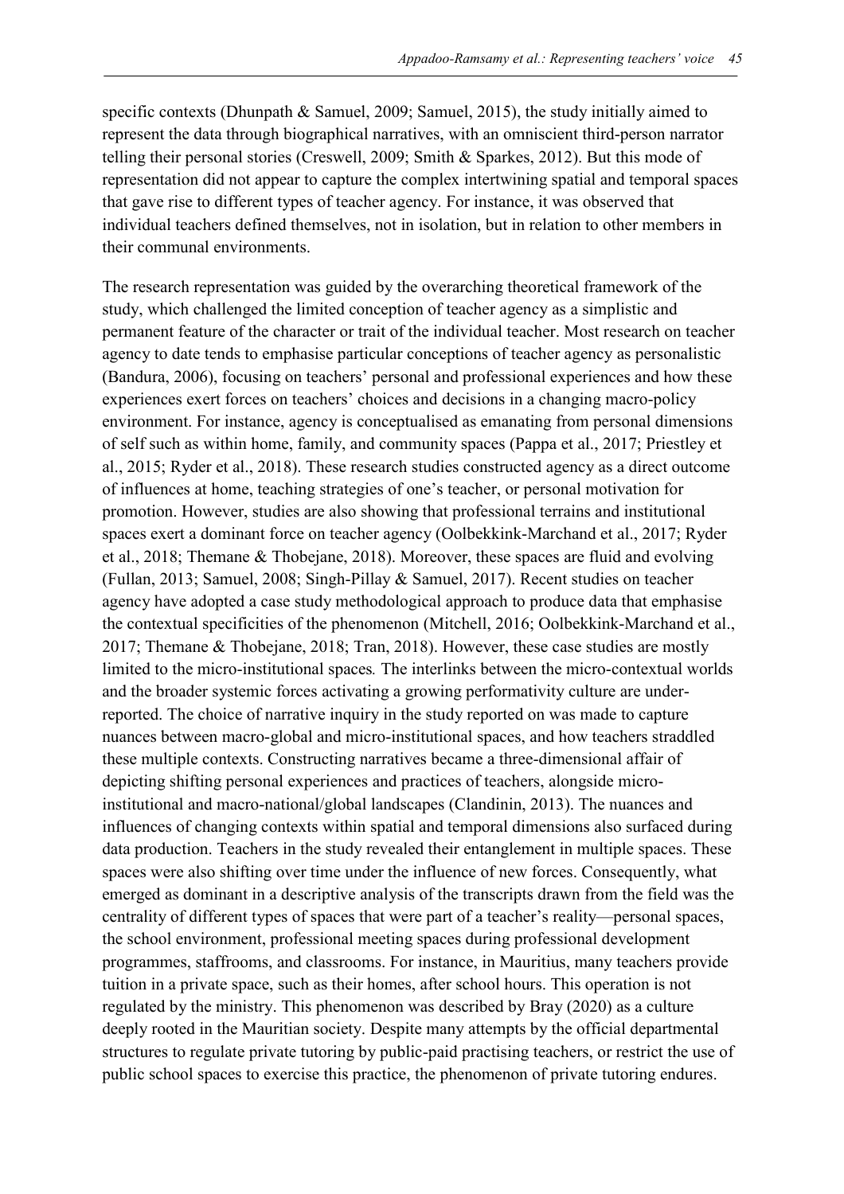specific contexts (Dhunpath & Samuel, 2009; Samuel, 2015), the study initially aimed to represent the data through biographical narratives, with an omniscient third-person narrator telling their personal stories (Creswell, 2009; Smith & Sparkes, 2012). But this mode of representation did not appear to capture the complex intertwining spatial and temporal spaces that gave rise to different types of teacher agency. For instance, it was observed that individual teachers defined themselves, not in isolation, but in relation to other members in their communal environments.

The research representation was guided by the overarching theoretical framework of the study, which challenged the limited conception of teacher agency as a simplistic and permanent feature of the character or trait of the individual teacher. Most research on teacher agency to date tends to emphasise particular conceptions of teacher agency as personalistic (Bandura, 2006), focusing on teachers' personal and professional experiences and how these experiences exert forces on teachers' choices and decisions in a changing macro-policy environment. For instance, agency is conceptualised as emanating from personal dimensions of self such as within home, family, and community spaces (Pappa et al., 2017; Priestley et al., 2015; Ryder et al., 2018). These research studies constructed agency as a direct outcome of influences at home, teaching strategies of one's teacher, or personal motivation for promotion. However, studies are also showing that professional terrains and institutional spaces exert a dominant force on teacher agency (Oolbekkink-Marchand et al., 2017; Ryder et al., 2018; Themane & Thobejane, 2018). Moreover, these spaces are fluid and evolving (Fullan, 2013; Samuel, 2008; Singh-Pillay & Samuel, 2017). Recent studies on teacher agency have adopted a case study methodological approach to produce data that emphasise the contextual specificities of the phenomenon (Mitchell, 2016; Oolbekkink-Marchand et al., 2017; Themane & Thobejane, 2018; Tran, 2018). However, these case studies are mostly limited to the micro-institutional spaces*.* The interlinks between the micro-contextual worlds and the broader systemic forces activating a growing performativity culture are under-reported. The choice of narrative inquiry in the study reported on was made to capture nuances between macro-global and micro-institutional spaces, and how teachers straddled these multiple contexts. Constructing narratives became a three-dimensional affair of depicting shifting personal experiences and practices of teachers, alongside micro-institutional and macro-national/global landscapes (Clandinin, 2013). The nuances and influences of changing contexts within spatial and temporal dimensions also surfaced during data production. Teachers in the study revealed their entanglement in multiple spaces. These spaces were also shifting over time under the influence of new forces. Consequently, what emerged as dominant in a descriptive analysis of the transcripts drawn from the field was the centrality of different types of spaces that were part of a teacher's reality—personal spaces, the school environment, professional meeting spaces during professional development programmes, staffrooms, and classrooms. For instance, in Mauritius, many teachers provide tuition in a private space, such as their homes, after school hours. This operation is not regulated by the ministry. This phenomenon was described by Bray (2020) as a culture deeply rooted in the Mauritian society. Despite many attempts by the official departmental structures to regulate private tutoring by public-paid practising teachers, or restrict the use of public school spaces to exercise this practice, the phenomenon of private tutoring endures.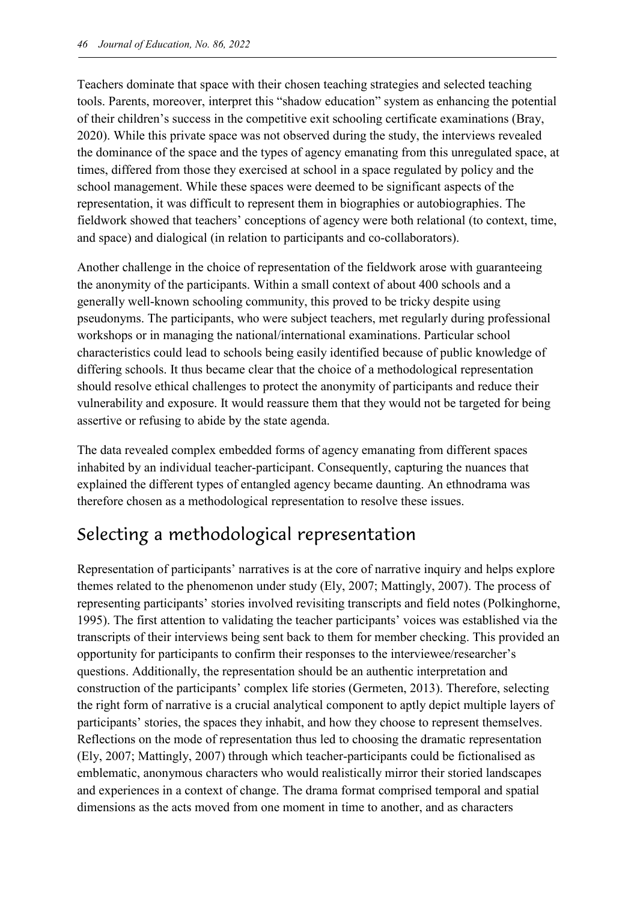Teachers dominate that space with their chosen teaching strategies and selected teaching tools. Parents, moreover, interpret this "shadow education" system as enhancing the potential of their children's success in the competitive exit schooling certificate examinations (Bray, 2020). While this private space was not observed during the study, the interviews revealed the dominance of the space and the types of agency emanating from this unregulated space, at times, differed from those they exercised at school in a space regulated by policy and the school management. While these spaces were deemed to be significant aspects of the representation, it was difficult to represent them in biographies or autobiographies. The fieldwork showed that teachers' conceptions of agency were both relational (to context, time, and space) and dialogical (in relation to participants and co-collaborators).

Another challenge in the choice of representation of the fieldwork arose with guaranteeing the anonymity of the participants. Within a small context of about 400 schools and a generally well-known schooling community, this proved to be tricky despite using pseudonyms. The participants, who were subject teachers, met regularly during professional workshops or in managing the national/international examinations. Particular school characteristics could lead to schools being easily identified because of public knowledge of differing schools. It thus became clear that the choice of a methodological representation should resolve ethical challenges to protect the anonymity of participants and reduce their vulnerability and exposure. It would reassure them that they would not be targeted for being assertive or refusing to abide by the state agenda.

The data revealed complex embedded forms of agency emanating from different spaces inhabited by an individual teacher-participant. Consequently, capturing the nuances that explained the different types of entangled agency became daunting. An ethnodrama was therefore chosen as a methodological representation to resolve these issues.

## Selecting a methodological representation

Representation of participants' narratives is at the core of narrative inquiry and helps explore themes related to the phenomenon under study (Ely, 2007; Mattingly, 2007). The process of representing participants' stories involved revisiting transcripts and field notes (Polkinghorne, 1995). The first attention to validating the teacher participants' voices was established via the transcripts of their interviews being sent back to them for member checking. This provided an opportunity for participants to confirm their responses to the interviewee/researcher's questions. Additionally, the representation should be an authentic interpretation and construction of the participants' complex life stories (Germeten, 2013). Therefore, selecting the right form of narrative is a crucial analytical component to aptly depict multiple layers of participants' stories, the spaces they inhabit, and how they choose to represent themselves. Reflections on the mode of representation thus led to choosing the dramatic representation (Ely, 2007; Mattingly, 2007) through which teacher-participants could be fictionalised as emblematic, anonymous characters who would realistically mirror their storied landscapes and experiences in a context of change. The drama format comprised temporal and spatial dimensions as the acts moved from one moment in time to another, and as characters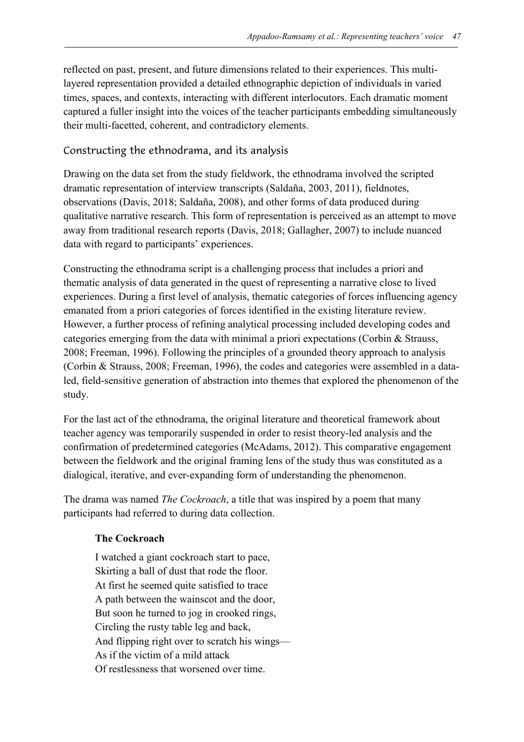reflected on past, present, and future dimensions related to their experiences. This multi-layered representation provided a detailed ethnographic depiction of individuals in varied times, spaces, and contexts, interacting with different interlocutors. Each dramatic moment captured a fuller insight into the voices of the teacher participants embedding simultaneously their multi-facetted, coherent, and contradictory elements.

## Constructing the ethnodrama, and its analysis

Drawing on the data set from the study fieldwork, the ethnodrama involved the scripted dramatic representation of interview transcripts (Saldaña, 2003, 2011), fieldnotes, observations (Davis, 2018; Saldaña, 2008), and other forms of data produced during qualitative narrative research. This form of representation is perceived as an attempt to move away from traditional research reports (Davis, 2018; Gallagher, 2007) to include nuanced data with regard to participants' experiences.

Constructing the ethnodrama script is a challenging process that includes a priori and thematic analysis of data generated in the quest of representing a narrative close to lived experiences. During a first level of analysis, thematic categories of forces influencing agency emanated from a priori categories of forces identified in the existing literature review. However, a further process of refining analytical processing included developing codes and categories emerging from the data with minimal a priori expectations (Corbin & Strauss, 2008; Freeman, 1996). Following the principles of a grounded theory approach to analysis (Corbin & Strauss, 2008; Freeman, 1996), the codes and categories were assembled in a data-led, field-sensitive generation of abstraction into themes that explored the phenomenon of the study.

For the last act of the ethnodrama, the original literature and theoretical framework about teacher agency was temporarily suspended in order to resist theory-led analysis and the confirmation of predetermined categories (McAdams, 2012). This comparative engagement between the fieldwork and the original framing lens of the study thus was constituted as a dialogical, iterative, and ever-expanding form of understanding the phenomenon.

The drama was named *The Cockroach*, a title that was inspired by a poem that many participants had referred to during data collection.

> **The Cockroach**
>
> I watched a giant cockroach start to pace,  
> Skirting a ball of dust that rode the floor.  
> At first he seemed quite satisfied to trace  
> A path between the wainscot and the door,  
> But soon he turned to jog in crooked rings,  
> Circling the rusty table leg and back,  
> And flipping right over to scratch his wings—  
> As if the victim of a mild attack  
> Of restlessness that worsened over time.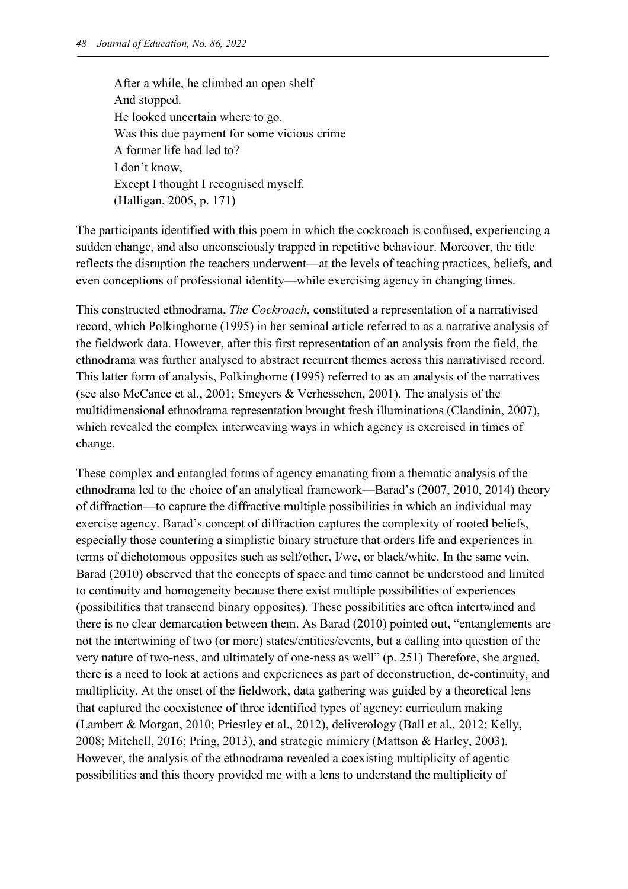After a while, he climbed an open shelf  
And stopped.  
He looked uncertain where to go.  
Was this due payment for some vicious crime  
A former life had led to?  
I don't know,  
Except I thought I recognised myself.  
(Halligan, 2005, p. 171)

The participants identified with this poem in which the cockroach is confused, experiencing a sudden change, and also unconsciously trapped in repetitive behaviour. Moreover, the title reflects the disruption the teachers underwent—at the levels of teaching practices, beliefs, and even conceptions of professional identity—while exercising agency in changing times.

This constructed ethnodrama, *The Cockroach*, constituted a representation of a narrativised record, which Polkinghorne (1995) in her seminal article referred to as a narrative analysis of the fieldwork data. However, after this first representation of an analysis from the field, the ethnodrama was further analysed to abstract recurrent themes across this narrativised record. This latter form of analysis, Polkinghorne (1995) referred to as an analysis of the narratives (see also McCance et al., 2001; Smeyers & Verhesschen, 2001). The analysis of the multidimensional ethnodrama representation brought fresh illuminations (Clandinin, 2007), which revealed the complex interweaving ways in which agency is exercised in times of change.

These complex and entangled forms of agency emanating from a thematic analysis of the ethnodrama led to the choice of an analytical framework—Barad's (2007, 2010, 2014) theory of diffraction—to capture the diffractive multiple possibilities in which an individual may exercise agency. Barad's concept of diffraction captures the complexity of rooted beliefs, especially those countering a simplistic binary structure that orders life and experiences in terms of dichotomous opposites such as self/other, I/we, or black/white. In the same vein, Barad (2010) observed that the concepts of space and time cannot be understood and limited to continuity and homogeneity because there exist multiple possibilities of experiences (possibilities that transcend binary opposites). These possibilities are often intertwined and there is no clear demarcation between them. As Barad (2010) pointed out, "entanglements are not the intertwining of two (or more) states/entities/events, but a calling into question of the very nature of two-ness, and ultimately of one-ness as well" (p. 251) Therefore, she argued, there is a need to look at actions and experiences as part of deconstruction, de-continuity, and multiplicity. At the onset of the fieldwork, data gathering was guided by a theoretical lens that captured the coexistence of three identified types of agency: curriculum making (Lambert & Morgan, 2010; Priestley et al., 2012), deliverology (Ball et al., 2012; Kelly, 2008; Mitchell, 2016; Pring, 2013), and strategic mimicry (Mattson & Harley, 2003). However, the analysis of the ethnodrama revealed a coexisting multiplicity of agentic possibilities and this theory provided me with a lens to understand the multiplicity of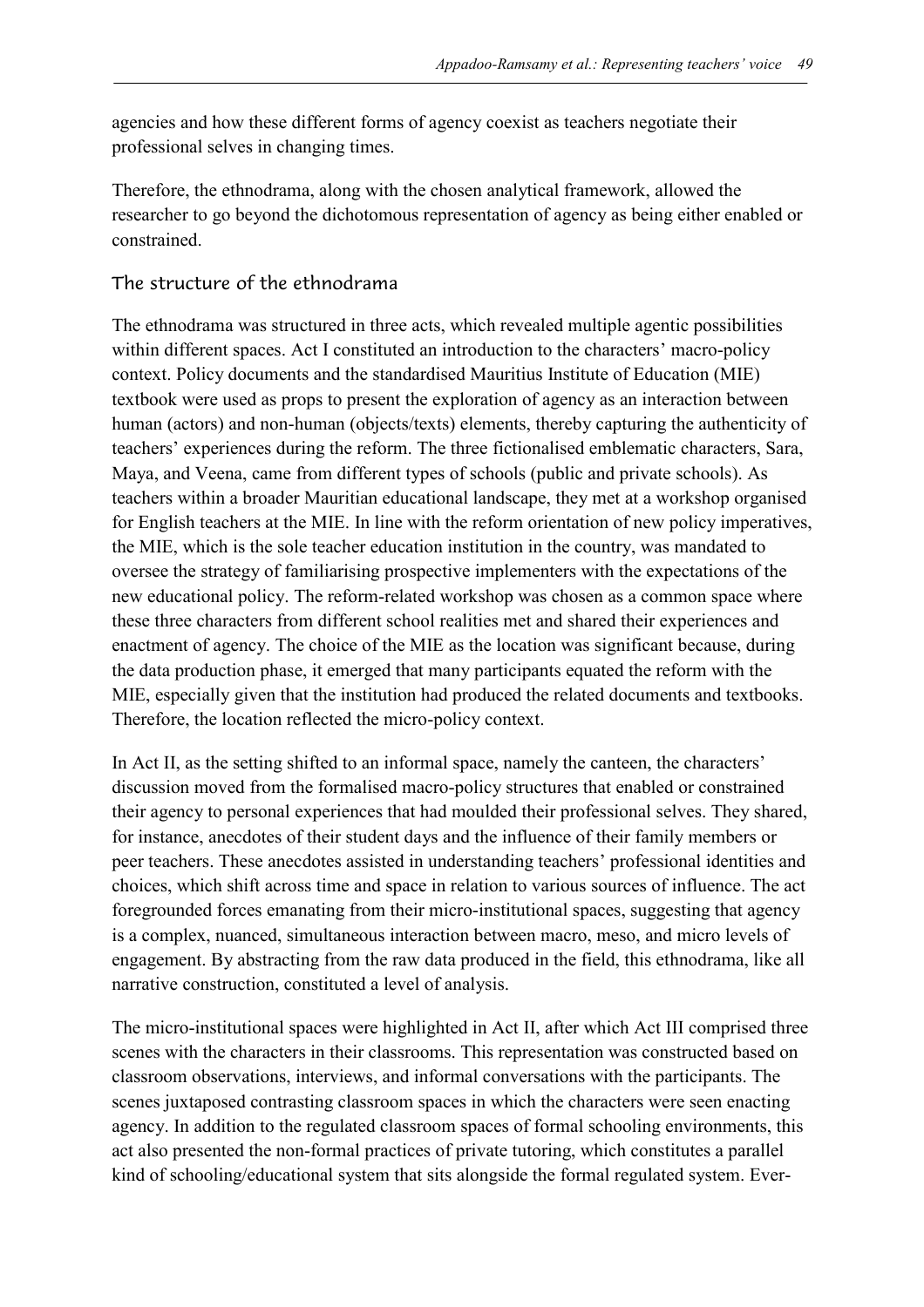agencies and how these different forms of agency coexist as teachers negotiate their professional selves in changing times.

Therefore, the ethnodrama, along with the chosen analytical framework, allowed the researcher to go beyond the dichotomous representation of agency as being either enabled or constrained.

## The structure of the ethnodrama

The ethnodrama was structured in three acts, which revealed multiple agentic possibilities within different spaces. Act I constituted an introduction to the characters' macro-policy context. Policy documents and the standardised Mauritius Institute of Education (MIE) textbook were used as props to present the exploration of agency as an interaction between human (actors) and non-human (objects/texts) elements, thereby capturing the authenticity of teachers' experiences during the reform. The three fictionalised emblematic characters, Sara, Maya, and Veena, came from different types of schools (public and private schools). As teachers within a broader Mauritian educational landscape, they met at a workshop organised for English teachers at the MIE. In line with the reform orientation of new policy imperatives, the MIE, which is the sole teacher education institution in the country, was mandated to oversee the strategy of familiarising prospective implementers with the expectations of the new educational policy. The reform-related workshop was chosen as a common space where these three characters from different school realities met and shared their experiences and enactment of agency. The choice of the MIE as the location was significant because, during the data production phase, it emerged that many participants equated the reform with the MIE, especially given that the institution had produced the related documents and textbooks. Therefore, the location reflected the micro-policy context.

In Act II, as the setting shifted to an informal space, namely the canteen, the characters' discussion moved from the formalised macro-policy structures that enabled or constrained their agency to personal experiences that had moulded their professional selves. They shared, for instance, anecdotes of their student days and the influence of their family members or peer teachers. These anecdotes assisted in understanding teachers' professional identities and choices, which shift across time and space in relation to various sources of influence. The act foregrounded forces emanating from their micro-institutional spaces, suggesting that agency is a complex, nuanced, simultaneous interaction between macro, meso, and micro levels of engagement. By abstracting from the raw data produced in the field, this ethnodrama, like all narrative construction, constituted a level of analysis.

The micro-institutional spaces were highlighted in Act II, after which Act III comprised three scenes with the characters in their classrooms. This representation was constructed based on classroom observations, interviews, and informal conversations with the participants. The scenes juxtaposed contrasting classroom spaces in which the characters were seen enacting agency. In addition to the regulated classroom spaces of formal schooling environments, this act also presented the non-formal practices of private tutoring, which constitutes a parallel kind of schooling/educational system that sits alongside the formal regulated system. Ever-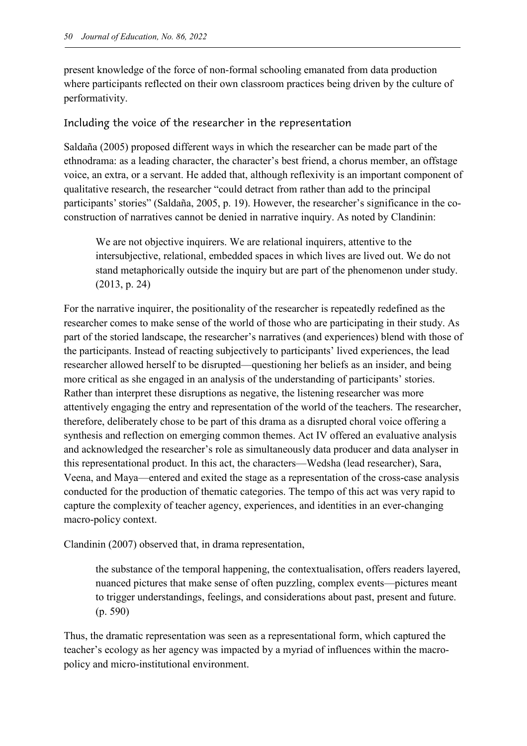present knowledge of the force of non-formal schooling emanated from data production where participants reflected on their own classroom practices being driven by the culture of performativity.

## Including the voice of the researcher in the representation

Saldaña (2005) proposed different ways in which the researcher can be made part of the ethnodrama: as a leading character, the character's best friend, a chorus member, an offstage voice, an extra, or a servant. He added that, although reflexivity is an important component of qualitative research, the researcher "could detract from rather than add to the principal participants' stories" (Saldaña, 2005, p. 19). However, the researcher's significance in the co-construction of narratives cannot be denied in narrative inquiry. As noted by Clandinin:

> We are not objective inquirers. We are relational inquirers, attentive to the intersubjective, relational, embedded spaces in which lives are lived out. We do not stand metaphorically outside the inquiry but are part of the phenomenon under study. (2013, p. 24)

For the narrative inquirer, the positionality of the researcher is repeatedly redefined as the researcher comes to make sense of the world of those who are participating in their study. As part of the storied landscape, the researcher's narratives (and experiences) blend with those of the participants. Instead of reacting subjectively to participants' lived experiences, the lead researcher allowed herself to be disrupted—questioning her beliefs as an insider, and being more critical as she engaged in an analysis of the understanding of participants' stories. Rather than interpret these disruptions as negative, the listening researcher was more attentively engaging the entry and representation of the world of the teachers. The researcher, therefore, deliberately chose to be part of this drama as a disrupted choral voice offering a synthesis and reflection on emerging common themes. Act IV offered an evaluative analysis and acknowledged the researcher's role as simultaneously data producer and data analyser in this representational product. In this act, the characters—Wedsha (lead researcher), Sara, Veena, and Maya—entered and exited the stage as a representation of the cross-case analysis conducted for the production of thematic categories. The tempo of this act was very rapid to capture the complexity of teacher agency, experiences, and identities in an ever-changing macro-policy context.

Clandinin (2007) observed that, in drama representation,

> the substance of the temporal happening, the contextualisation, offers readers layered, nuanced pictures that make sense of often puzzling, complex events—pictures meant to trigger understandings, feelings, and considerations about past, present and future. (p. 590)

Thus, the dramatic representation was seen as a representational form, which captured the teacher's ecology as her agency was impacted by a myriad of influences within the macro-policy and micro-institutional environment.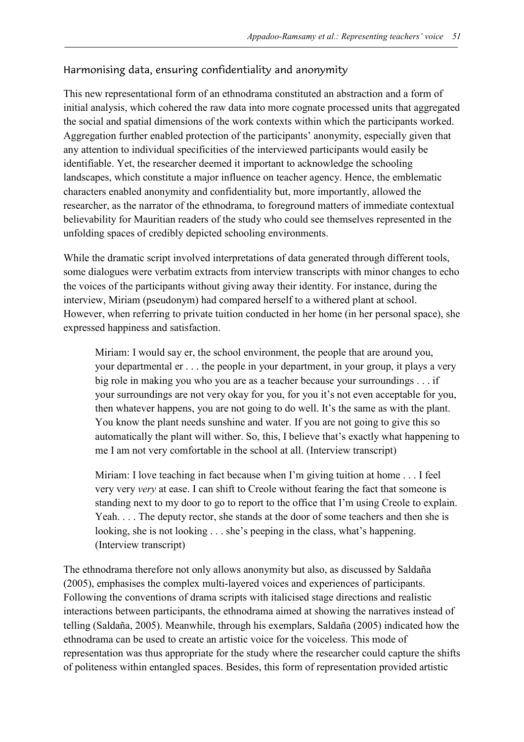## Harmonising data, ensuring confidentiality and anonymity

This new representational form of an ethnodrama constituted an abstraction and a form of initial analysis, which cohered the raw data into more cognate processed units that aggregated the social and spatial dimensions of the work contexts within which the participants worked. Aggregation further enabled protection of the participants' anonymity, especially given that any attention to individual specificities of the interviewed participants would easily be identifiable. Yet, the researcher deemed it important to acknowledge the schooling landscapes, which constitute a major influence on teacher agency. Hence, the emblematic characters enabled anonymity and confidentiality but, more importantly, allowed the researcher, as the narrator of the ethnodrama, to foreground matters of immediate contextual believability for Mauritian readers of the study who could see themselves represented in the unfolding spaces of credibly depicted schooling environments.

While the dramatic script involved interpretations of data generated through different tools, some dialogues were verbatim extracts from interview transcripts with minor changes to echo the voices of the participants without giving away their identity. For instance, during the interview, Miriam (pseudonym) had compared herself to a withered plant at school. However, when referring to private tuition conducted in her home (in her personal space), she expressed happiness and satisfaction.

> Miriam: I would say er, the school environment, the people that are around you, your departmental er . . . the people in your department, in your group, it plays a very big role in making you who you are as a teacher because your surroundings . . . if your surroundings are not very okay for you, for you it's not even acceptable for you, then whatever happens, you are not going to do well. It's the same as with the plant. You know the plant needs sunshine and water. If you are not going to give this so automatically the plant will wither. So, this, I believe that's exactly what happening to me I am not very comfortable in the school at all. (Interview transcript)
>
> Miriam: I love teaching in fact because when I'm giving tuition at home . . . I feel very very *very* at ease. I can shift to Creole without fearing the fact that someone is standing next to my door to go to report to the office that I'm using Creole to explain. Yeah. . . . The deputy rector, she stands at the door of some teachers and then she is looking, she is not looking . . . she's peeping in the class, what's happening. (Interview transcript)

The ethnodrama therefore not only allows anonymity but also, as discussed by Saldaña (2005), emphasises the complex multi-layered voices and experiences of participants. Following the conventions of drama scripts with italicised stage directions and realistic interactions between participants, the ethnodrama aimed at showing the narratives instead of telling (Saldaña, 2005). Meanwhile, through his exemplars, Saldaña (2005) indicated how the ethnodrama can be used to create an artistic voice for the voiceless. This mode of representation was thus appropriate for the study where the researcher could capture the shifts of politeness within entangled spaces. Besides, this form of representation provided artistic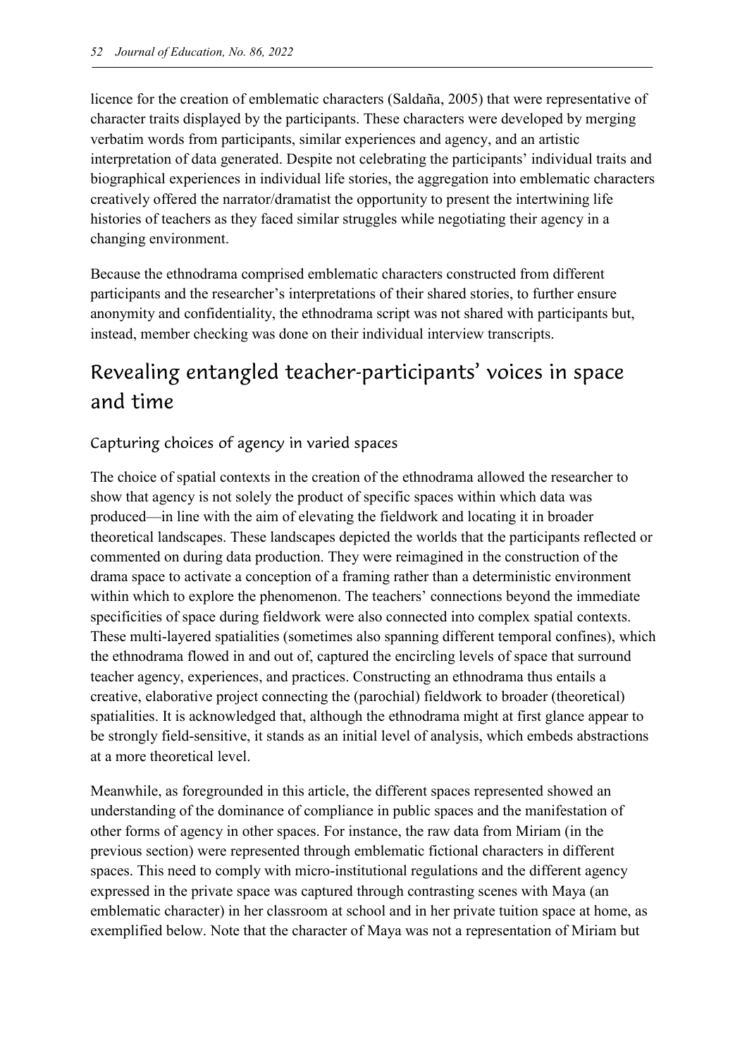licence for the creation of emblematic characters (Saldaña, 2005) that were representative of character traits displayed by the participants. These characters were developed by merging verbatim words from participants, similar experiences and agency, and an artistic interpretation of data generated. Despite not celebrating the participants' individual traits and biographical experiences in individual life stories, the aggregation into emblematic characters creatively offered the narrator/dramatist the opportunity to present the intertwining life histories of teachers as they faced similar struggles while negotiating their agency in a changing environment.

Because the ethnodrama comprised emblematic characters constructed from different participants and the researcher's interpretations of their shared stories, to further ensure anonymity and confidentiality, the ethnodrama script was not shared with participants but, instead, member checking was done on their individual interview transcripts.

## Revealing entangled teacher-participants' voices in space and time

### Capturing choices of agency in varied spaces

The choice of spatial contexts in the creation of the ethnodrama allowed the researcher to show that agency is not solely the product of specific spaces within which data was produced—in line with the aim of elevating the fieldwork and locating it in broader theoretical landscapes. These landscapes depicted the worlds that the participants reflected or commented on during data production. They were reimagined in the construction of the drama space to activate a conception of a framing rather than a deterministic environment within which to explore the phenomenon. The teachers' connections beyond the immediate specificities of space during fieldwork were also connected into complex spatial contexts. These multi-layered spatialities (sometimes also spanning different temporal confines), which the ethnodrama flowed in and out of, captured the encircling levels of space that surround teacher agency, experiences, and practices. Constructing an ethnodrama thus entails a creative, elaborative project connecting the (parochial) fieldwork to broader (theoretical) spatialities. It is acknowledged that, although the ethnodrama might at first glance appear to be strongly field-sensitive, it stands as an initial level of analysis, which embeds abstractions at a more theoretical level.

Meanwhile, as foregrounded in this article, the different spaces represented showed an understanding of the dominance of compliance in public spaces and the manifestation of other forms of agency in other spaces. For instance, the raw data from Miriam (in the previous section) were represented through emblematic fictional characters in different spaces. This need to comply with micro-institutional regulations and the different agency expressed in the private space was captured through contrasting scenes with Maya (an emblematic character) in her classroom at school and in her private tuition space at home, as exemplified below. Note that the character of Maya was not a representation of Miriam but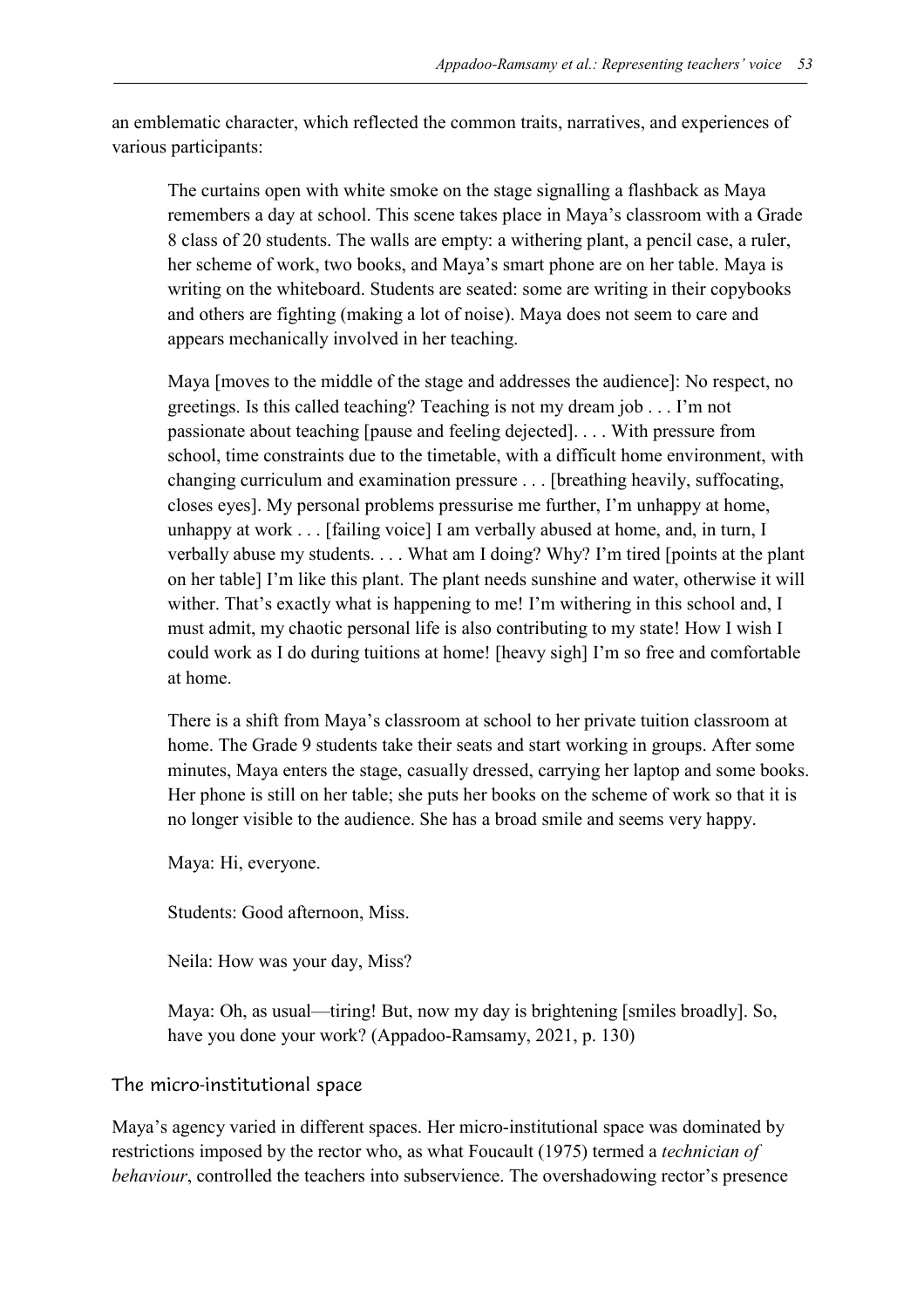an emblematic character, which reflected the common traits, narratives, and experiences of various participants:

> The curtains open with white smoke on the stage signalling a flashback as Maya remembers a day at school. This scene takes place in Maya's classroom with a Grade 8 class of 20 students. The walls are empty: a withering plant, a pencil case, a ruler, her scheme of work, two books, and Maya's smart phone are on her table. Maya is writing on the whiteboard. Students are seated: some are writing in their copybooks and others are fighting (making a lot of noise). Maya does not seem to care and appears mechanically involved in her teaching.
>
> Maya [moves to the middle of the stage and addresses the audience]: No respect, no greetings. Is this called teaching? Teaching is not my dream job . . . I'm not passionate about teaching [pause and feeling dejected]. . . . With pressure from school, time constraints due to the timetable, with a difficult home environment, with changing curriculum and examination pressure . . . [breathing heavily, suffocating, closes eyes]. My personal problems pressurise me further, I'm unhappy at home, unhappy at work . . . [failing voice] I am verbally abused at home, and, in turn, I verbally abuse my students. . . . What am I doing? Why? I'm tired [points at the plant on her table] I'm like this plant. The plant needs sunshine and water, otherwise it will wither. That's exactly what is happening to me! I'm withering in this school and, I must admit, my chaotic personal life is also contributing to my state! How I wish I could work as I do during tuitions at home! [heavy sigh] I'm so free and comfortable at home.
>
> There is a shift from Maya's classroom at school to her private tuition classroom at home. The Grade 9 students take their seats and start working in groups. After some minutes, Maya enters the stage, casually dressed, carrying her laptop and some books. Her phone is still on her table; she puts her books on the scheme of work so that it is no longer visible to the audience. She has a broad smile and seems very happy.
>
> Maya: Hi, everyone.
>
> Students: Good afternoon, Miss.
>
> Neila: How was your day, Miss?
>
> Maya: Oh, as usual—tiring! But, now my day is brightening [smiles broadly]. So, have you done your work? (Appadoo-Ramsamy, 2021, p. 130)

### The micro-institutional space

Maya's agency varied in different spaces. Her micro-institutional space was dominated by restrictions imposed by the rector who, as what Foucault (1975) termed a *technician of behaviour*, controlled the teachers into subservience. The overshadowing rector's presence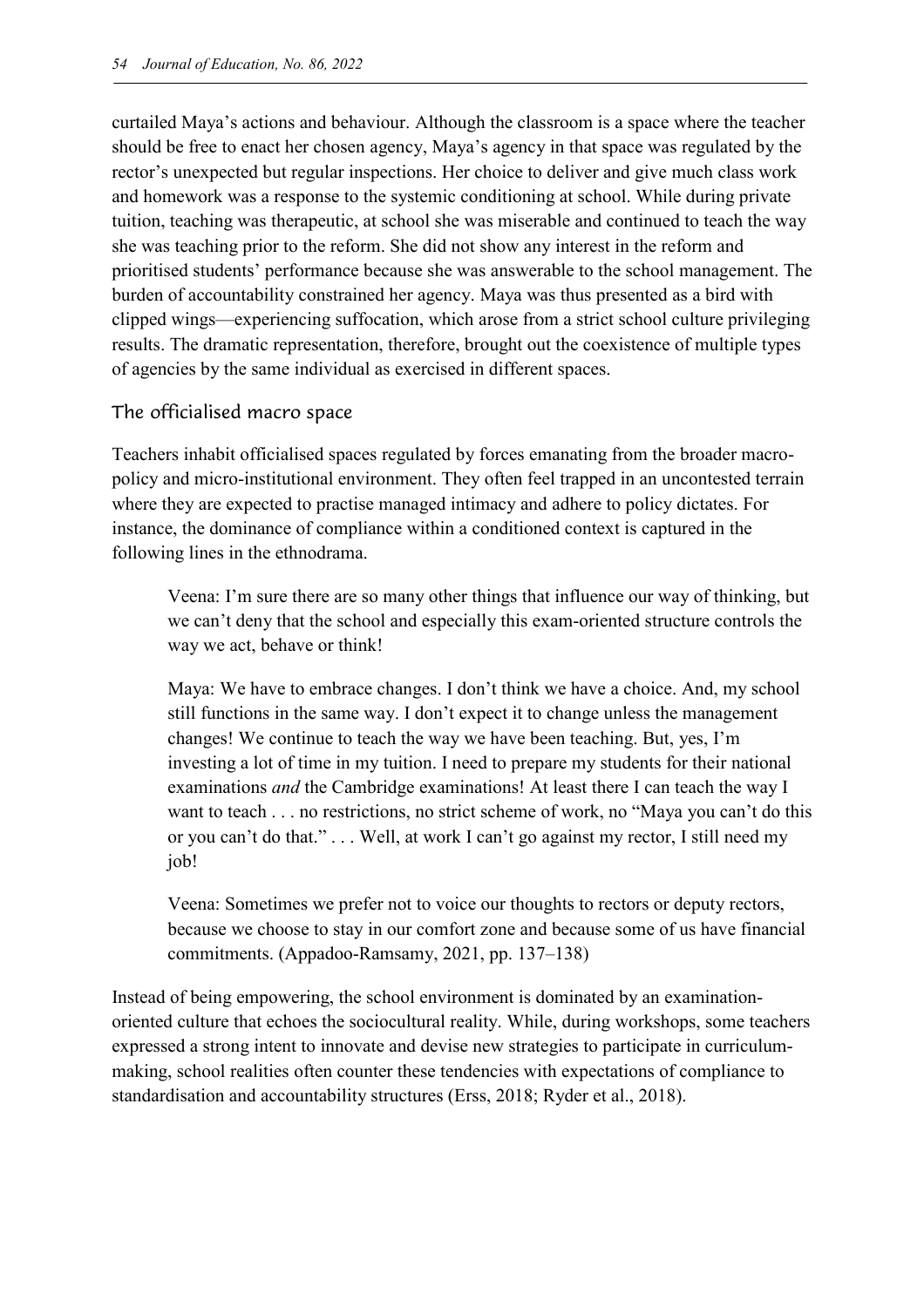curtailed Maya's actions and behaviour. Although the classroom is a space where the teacher should be free to enact her chosen agency, Maya's agency in that space was regulated by the rector's unexpected but regular inspections. Her choice to deliver and give much class work and homework was a response to the systemic conditioning at school. While during private tuition, teaching was therapeutic, at school she was miserable and continued to teach the way she was teaching prior to the reform. She did not show any interest in the reform and prioritised students' performance because she was answerable to the school management. The burden of accountability constrained her agency. Maya was thus presented as a bird with clipped wings—experiencing suffocation, which arose from a strict school culture privileging results. The dramatic representation, therefore, brought out the coexistence of multiple types of agencies by the same individual as exercised in different spaces.

## The officialised macro space

Teachers inhabit officialised spaces regulated by forces emanating from the broader macro-policy and micro-institutional environment. They often feel trapped in an uncontested terrain where they are expected to practise managed intimacy and adhere to policy dictates. For instance, the dominance of compliance within a conditioned context is captured in the following lines in the ethnodrama.

> Veena: I'm sure there are so many other things that influence our way of thinking, but we can't deny that the school and especially this exam-oriented structure controls the way we act, behave or think!
>
> Maya: We have to embrace changes. I don't think we have a choice. And, my school still functions in the same way. I don't expect it to change unless the management changes! We continue to teach the way we have been teaching. But, yes, I'm investing a lot of time in my tuition. I need to prepare my students for their national examinations *and* the Cambridge examinations! At least there I can teach the way I want to teach . . . no restrictions, no strict scheme of work, no "Maya you can't do this or you can't do that." . . . Well, at work I can't go against my rector, I still need my job!
>
> Veena: Sometimes we prefer not to voice our thoughts to rectors or deputy rectors, because we choose to stay in our comfort zone and because some of us have financial commitments. (Appadoo-Ramsamy, 2021, pp. 137–138)

Instead of being empowering, the school environment is dominated by an examination-oriented culture that echoes the sociocultural reality. While, during workshops, some teachers expressed a strong intent to innovate and devise new strategies to participate in curriculum-making, school realities often counter these tendencies with expectations of compliance to standardisation and accountability structures (Erss, 2018; Ryder et al., 2018).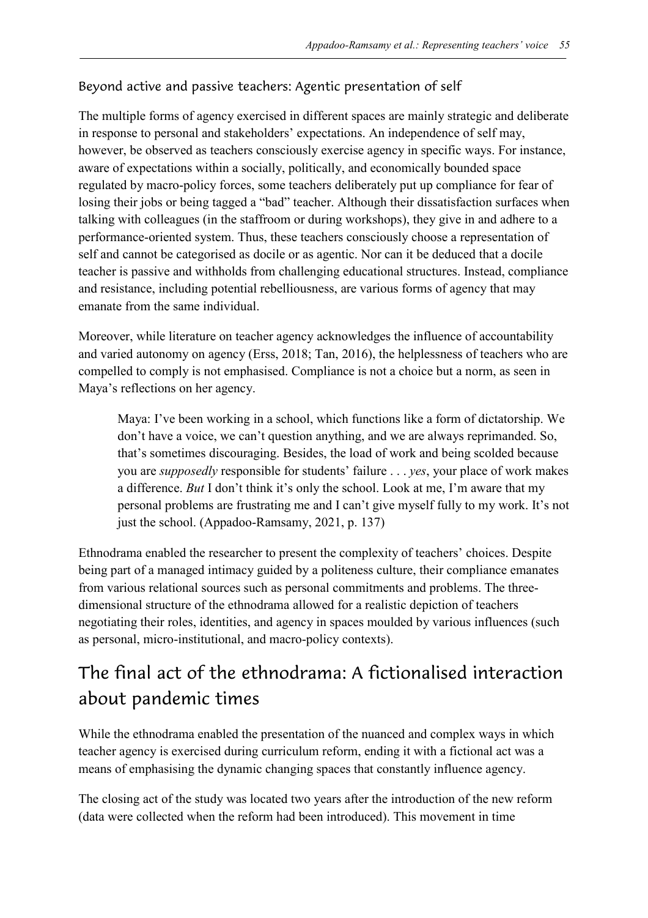### Beyond active and passive teachers: Agentic presentation of self

The multiple forms of agency exercised in different spaces are mainly strategic and deliberate in response to personal and stakeholders' expectations. An independence of self may, however, be observed as teachers consciously exercise agency in specific ways. For instance, aware of expectations within a socially, politically, and economically bounded space regulated by macro-policy forces, some teachers deliberately put up compliance for fear of losing their jobs or being tagged a "bad" teacher. Although their dissatisfaction surfaces when talking with colleagues (in the staffroom or during workshops), they give in and adhere to a performance-oriented system. Thus, these teachers consciously choose a representation of self and cannot be categorised as docile or as agentic. Nor can it be deduced that a docile teacher is passive and withholds from challenging educational structures. Instead, compliance and resistance, including potential rebelliousness, are various forms of agency that may emanate from the same individual.

Moreover, while literature on teacher agency acknowledges the influence of accountability and varied autonomy on agency (Erss, 2018; Tan, 2016), the helplessness of teachers who are compelled to comply is not emphasised. Compliance is not a choice but a norm, as seen in Maya's reflections on her agency.

> Maya: I've been working in a school, which functions like a form of dictatorship. We don't have a voice, we can't question anything, and we are always reprimanded. So, that's sometimes discouraging. Besides, the load of work and being scolded because you are *supposedly* responsible for students' failure . . . *yes*, your place of work makes a difference. *But* I don't think it's only the school. Look at me, I'm aware that my personal problems are frustrating me and I can't give myself fully to my work. It's not just the school. (Appadoo-Ramsamy, 2021, p. 137)

Ethnodrama enabled the researcher to present the complexity of teachers' choices. Despite being part of a managed intimacy guided by a politeness culture, their compliance emanates from various relational sources such as personal commitments and problems. The three-dimensional structure of the ethnodrama allowed for a realistic depiction of teachers negotiating their roles, identities, and agency in spaces moulded by various influences (such as personal, micro-institutional, and macro-policy contexts).

## The final act of the ethnodrama: A fictionalised interaction about pandemic times

While the ethnodrama enabled the presentation of the nuanced and complex ways in which teacher agency is exercised during curriculum reform, ending it with a fictional act was a means of emphasising the dynamic changing spaces that constantly influence agency.

The closing act of the study was located two years after the introduction of the new reform (data were collected when the reform had been introduced). This movement in time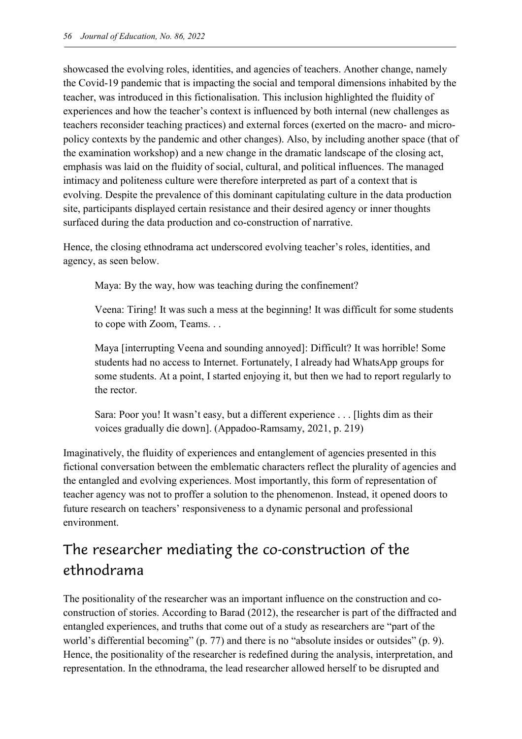showcased the evolving roles, identities, and agencies of teachers. Another change, namely the Covid-19 pandemic that is impacting the social and temporal dimensions inhabited by the teacher, was introduced in this fictionalisation. This inclusion highlighted the fluidity of experiences and how the teacher's context is influenced by both internal (new challenges as teachers reconsider teaching practices) and external forces (exerted on the macro- and micro-policy contexts by the pandemic and other changes). Also, by including another space (that of the examination workshop) and a new change in the dramatic landscape of the closing act, emphasis was laid on the fluidity of social, cultural, and political influences. The managed intimacy and politeness culture were therefore interpreted as part of a context that is evolving. Despite the prevalence of this dominant capitulating culture in the data production site, participants displayed certain resistance and their desired agency or inner thoughts surfaced during the data production and co-construction of narrative.

Hence, the closing ethnodrama act underscored evolving teacher's roles, identities, and agency, as seen below.

> Maya: By the way, how was teaching during the confinement?
>
> Veena: Tiring! It was such a mess at the beginning! It was difficult for some students to cope with Zoom, Teams. . .
>
> Maya [interrupting Veena and sounding annoyed]: Difficult? It was horrible! Some students had no access to Internet. Fortunately, I already had WhatsApp groups for some students. At a point, I started enjoying it, but then we had to report regularly to the rector.
>
> Sara: Poor you! It wasn't easy, but a different experience . . . [lights dim as their voices gradually die down]. (Appadoo-Ramsamy, 2021, p. 219)

Imaginatively, the fluidity of experiences and entanglement of agencies presented in this fictional conversation between the emblematic characters reflect the plurality of agencies and the entangled and evolving experiences. Most importantly, this form of representation of teacher agency was not to proffer a solution to the phenomenon. Instead, it opened doors to future research on teachers' responsiveness to a dynamic personal and professional environment.

## The researcher mediating the co-construction of the ethnodrama

The positionality of the researcher was an important influence on the construction and co-construction of stories. According to Barad (2012), the researcher is part of the diffracted and entangled experiences, and truths that come out of a study as researchers are "part of the world's differential becoming" (p. 77) and there is no "absolute insides or outsides" (p. 9). Hence, the positionality of the researcher is redefined during the analysis, interpretation, and representation. In the ethnodrama, the lead researcher allowed herself to be disrupted and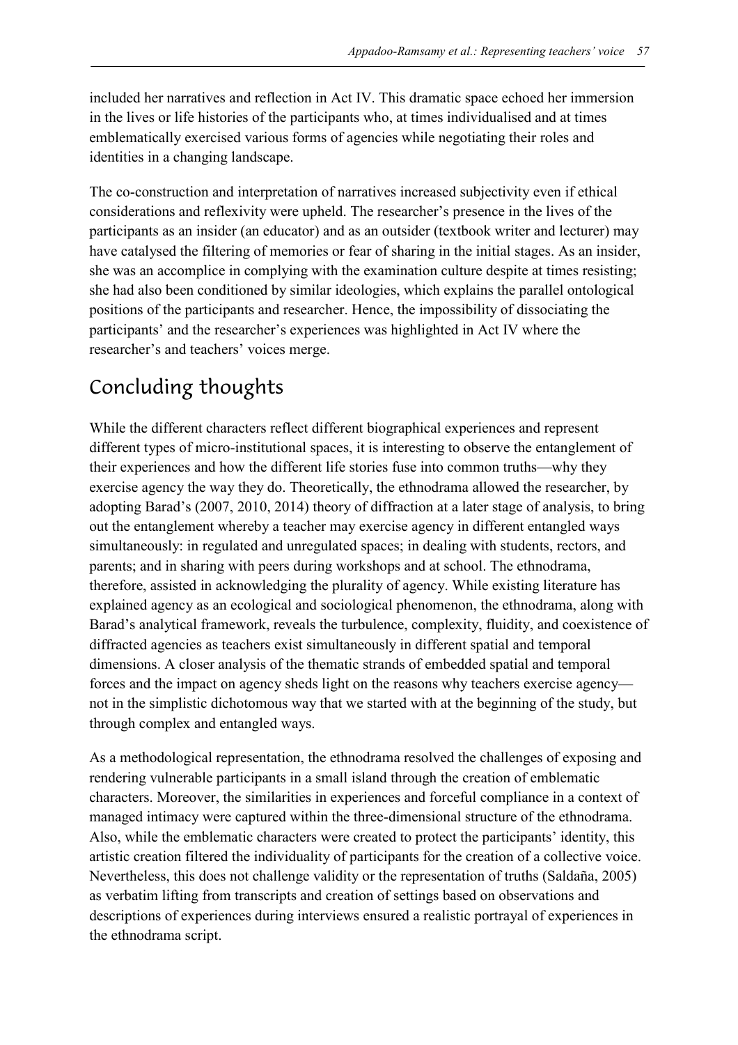included her narratives and reflection in Act IV. This dramatic space echoed her immersion in the lives or life histories of the participants who, at times individualised and at times emblematically exercised various forms of agencies while negotiating their roles and identities in a changing landscape.

The co-construction and interpretation of narratives increased subjectivity even if ethical considerations and reflexivity were upheld. The researcher's presence in the lives of the participants as an insider (an educator) and as an outsider (textbook writer and lecturer) may have catalysed the filtering of memories or fear of sharing in the initial stages. As an insider, she was an accomplice in complying with the examination culture despite at times resisting; she had also been conditioned by similar ideologies, which explains the parallel ontological positions of the participants and researcher. Hence, the impossibility of dissociating the participants' and the researcher's experiences was highlighted in Act IV where the researcher's and teachers' voices merge.

## Concluding thoughts

While the different characters reflect different biographical experiences and represent different types of micro-institutional spaces, it is interesting to observe the entanglement of their experiences and how the different life stories fuse into common truths—why they exercise agency the way they do. Theoretically, the ethnodrama allowed the researcher, by adopting Barad's (2007, 2010, 2014) theory of diffraction at a later stage of analysis, to bring out the entanglement whereby a teacher may exercise agency in different entangled ways simultaneously: in regulated and unregulated spaces; in dealing with students, rectors, and parents; and in sharing with peers during workshops and at school. The ethnodrama, therefore, assisted in acknowledging the plurality of agency. While existing literature has explained agency as an ecological and sociological phenomenon, the ethnodrama, along with Barad's analytical framework, reveals the turbulence, complexity, fluidity, and coexistence of diffracted agencies as teachers exist simultaneously in different spatial and temporal dimensions. A closer analysis of the thematic strands of embedded spatial and temporal forces and the impact on agency sheds light on the reasons why teachers exercise agency—not in the simplistic dichotomous way that we started with at the beginning of the study, but through complex and entangled ways.

As a methodological representation, the ethnodrama resolved the challenges of exposing and rendering vulnerable participants in a small island through the creation of emblematic characters. Moreover, the similarities in experiences and forceful compliance in a context of managed intimacy were captured within the three-dimensional structure of the ethnodrama. Also, while the emblematic characters were created to protect the participants' identity, this artistic creation filtered the individuality of participants for the creation of a collective voice. Nevertheless, this does not challenge validity or the representation of truths (Saldaña, 2005) as verbatim lifting from transcripts and creation of settings based on observations and descriptions of experiences during interviews ensured a realistic portrayal of experiences in the ethnodrama script.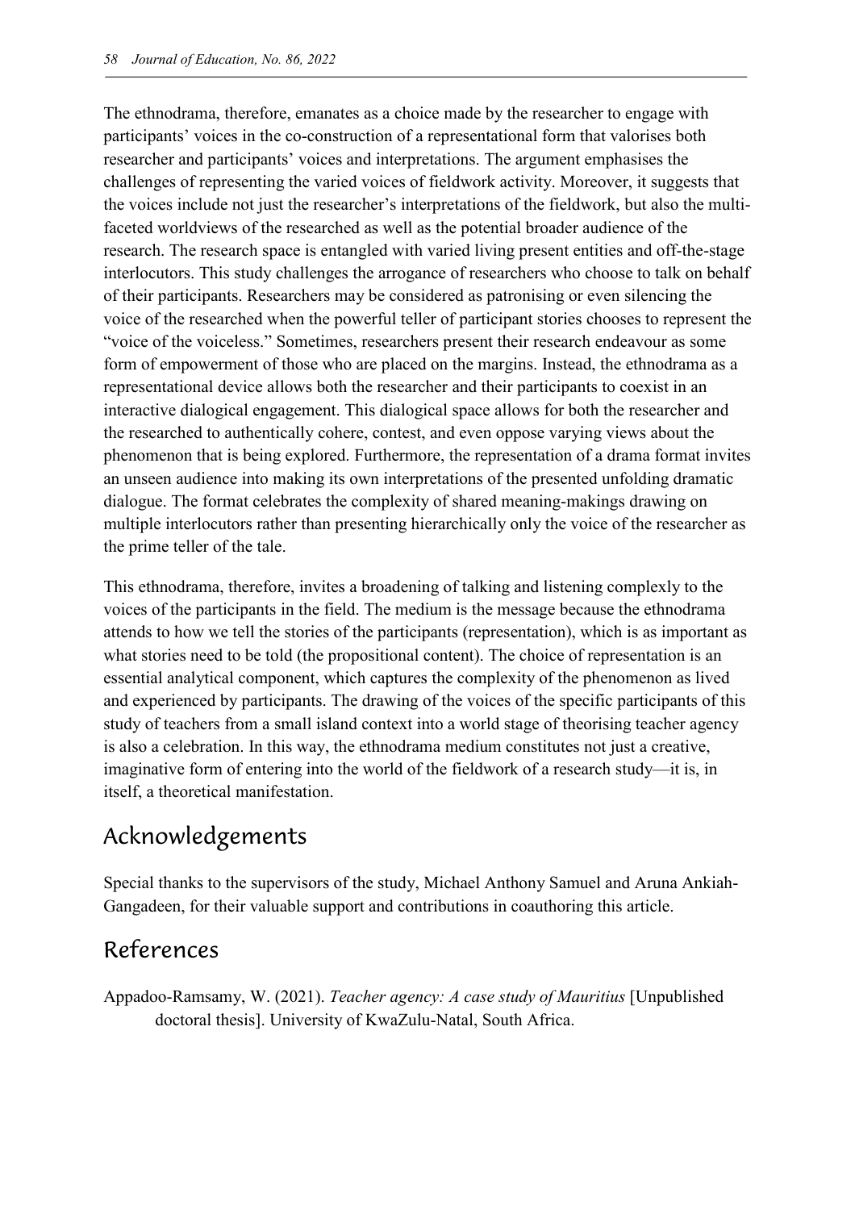The ethnodrama, therefore, emanates as a choice made by the researcher to engage with participants' voices in the co-construction of a representational form that valorises both researcher and participants' voices and interpretations. The argument emphasises the challenges of representing the varied voices of fieldwork activity. Moreover, it suggests that the voices include not just the researcher's interpretations of the fieldwork, but also the multi-faceted worldviews of the researched as well as the potential broader audience of the research. The research space is entangled with varied living present entities and off-the-stage interlocutors. This study challenges the arrogance of researchers who choose to talk on behalf of their participants. Researchers may be considered as patronising or even silencing the voice of the researched when the powerful teller of participant stories chooses to represent the "voice of the voiceless." Sometimes, researchers present their research endeavour as some form of empowerment of those who are placed on the margins. Instead, the ethnodrama as a representational device allows both the researcher and their participants to coexist in an interactive dialogical engagement. This dialogical space allows for both the researcher and the researched to authentically cohere, contest, and even oppose varying views about the phenomenon that is being explored. Furthermore, the representation of a drama format invites an unseen audience into making its own interpretations of the presented unfolding dramatic dialogue. The format celebrates the complexity of shared meaning-makings drawing on multiple interlocutors rather than presenting hierarchically only the voice of the researcher as the prime teller of the tale.

This ethnodrama, therefore, invites a broadening of talking and listening complexly to the voices of the participants in the field. The medium is the message because the ethnodrama attends to how we tell the stories of the participants (representation), which is as important as what stories need to be told (the propositional content). The choice of representation is an essential analytical component, which captures the complexity of the phenomenon as lived and experienced by participants. The drawing of the voices of the specific participants of this study of teachers from a small island context into a world stage of theorising teacher agency is also a celebration. In this way, the ethnodrama medium constitutes not just a creative, imaginative form of entering into the world of the fieldwork of a research study—it is, in itself, a theoretical manifestation.

## Acknowledgements

Special thanks to the supervisors of the study, Michael Anthony Samuel and Aruna Ankiah-Gangadeen, for their valuable support and contributions in coauthoring this article.

## References

Appadoo-Ramsamy, W. (2021). *Teacher agency: A case study of Mauritius* [Unpublished doctoral thesis]. University of KwaZulu-Natal, South Africa.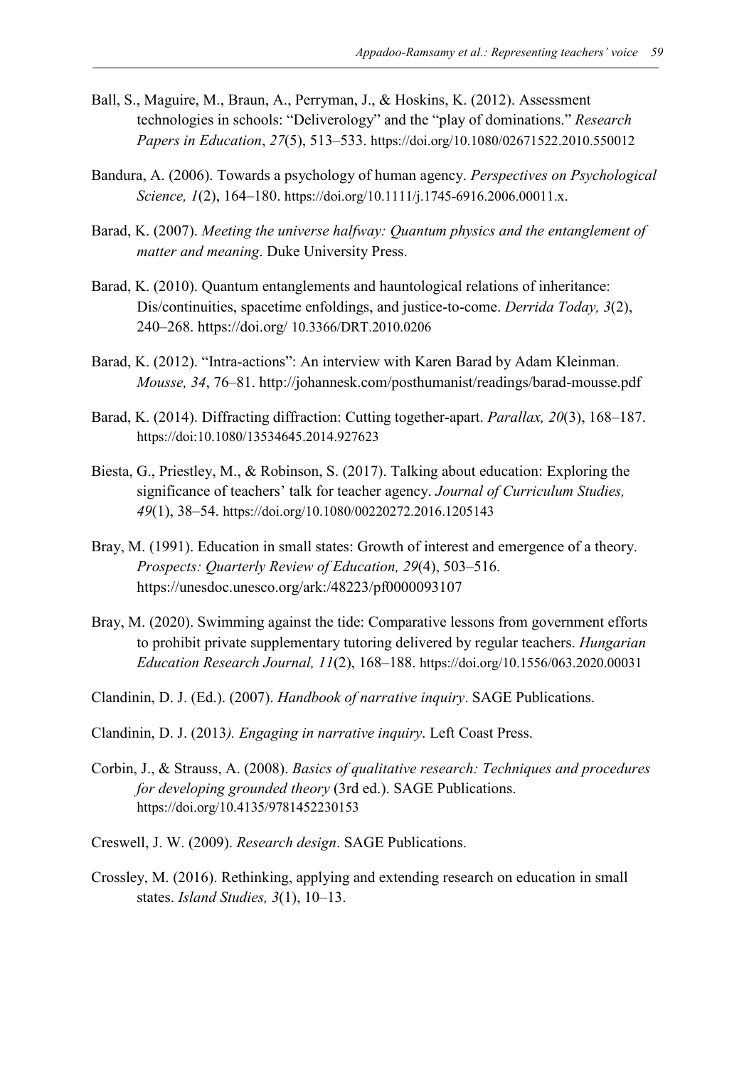Ball, S., Maguire, M., Braun, A., Perryman, J., & Hoskins, K. (2012). Assessment technologies in schools: "Deliverology" and the "play of dominations." *Research Papers in Education*, *27*(5), 513–533. https://doi.org/10.1080/02671522.2010.550012

Bandura, A. (2006). Towards a psychology of human agency. *Perspectives on Psychological Science, 1*(2), 164–180. https://doi.org/10.1111/j.1745-6916.2006.00011.x.

Barad, K. (2007). *Meeting the universe halfway: Quantum physics and the entanglement of matter and meaning*. Duke University Press.

Barad, K. (2010). Quantum entanglements and hauntological relations of inheritance: Dis/continuities, spacetime enfoldings, and justice-to-come. *Derrida Today, 3*(2), 240–268. https://doi.org/ 10.3366/DRT.2010.0206

Barad, K. (2012). "Intra-actions": An interview with Karen Barad by Adam Kleinman. *Mousse, 34*, 76–81. http://johannesk.com/posthumanist/readings/barad-mousse.pdf

Barad, K. (2014). Diffracting diffraction: Cutting together-apart. *Parallax, 20*(3), 168–187. https://doi:10.1080/13534645.2014.927623

Biesta, G., Priestley, M., & Robinson, S. (2017). Talking about education: Exploring the significance of teachers' talk for teacher agency. *Journal of Curriculum Studies, 49*(1), 38–54. https://doi.org/10.1080/00220272.2016.1205143

Bray, M. (1991). Education in small states: Growth of interest and emergence of a theory. *Prospects: Quarterly Review of Education, 29*(4), 503–516. https://unesdoc.unesco.org/ark:/48223/pf0000093107

Bray, M. (2020). Swimming against the tide: Comparative lessons from government efforts to prohibit private supplementary tutoring delivered by regular teachers. *Hungarian Education Research Journal, 11*(2), 168–188. https://doi.org/10.1556/063.2020.00031

Clandinin, D. J. (Ed.). (2007). *Handbook of narrative inquiry*. SAGE Publications.

Clandinin, D. J. (2013*). Engaging in narrative inquiry*. Left Coast Press.

Corbin, J., & Strauss, A. (2008). *Basics of qualitative research: Techniques and procedures for developing grounded theory* (3rd ed.). SAGE Publications. https://doi.org/10.4135/9781452230153

Creswell, J. W. (2009). *Research design*. SAGE Publications.

Crossley, M. (2016). Rethinking, applying and extending research on education in small states. *Island Studies, 3*(1), 10–13.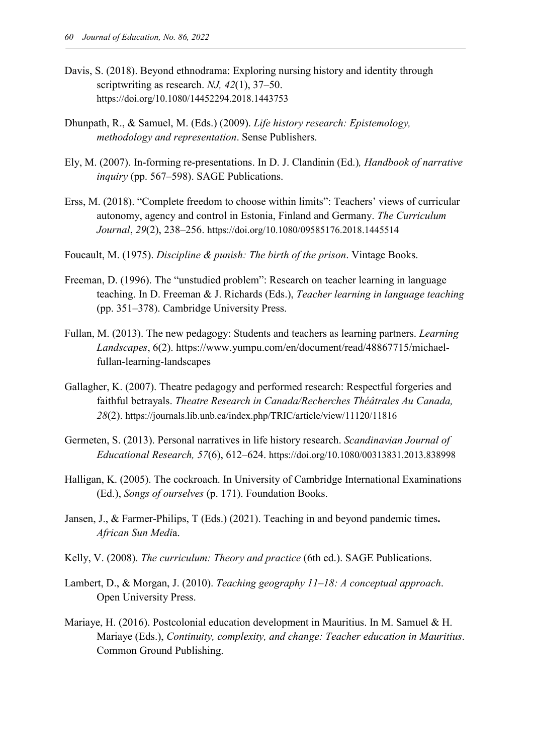Davis, S. (2018). Beyond ethnodrama: Exploring nursing history and identity through scriptwriting as research. *NJ, 42*(1), 37–50. https://doi.org/10.1080/14452294.2018.1443753

Dhunpath, R., & Samuel, M. (Eds.) (2009). *Life history research: Epistemology, methodology and representation*. Sense Publishers.

Ely, M. (2007). In-forming re-presentations. In D. J. Clandinin (Ed.)*, Handbook of narrative inquiry* (pp. 567–598). SAGE Publications.

Erss, M. (2018). "Complete freedom to choose within limits": Teachers' views of curricular autonomy, agency and control in Estonia, Finland and Germany. *The Curriculum Journal*, *29*(2), 238–256. https://doi.org/10.1080/09585176.2018.1445514

Foucault, M. (1975). *Discipline & punish: The birth of the prison*. Vintage Books.

Freeman, D. (1996). The "unstudied problem": Research on teacher learning in language teaching. In D. Freeman & J. Richards (Eds.), *Teacher learning in language teaching* (pp. 351–378). Cambridge University Press.

Fullan, M. (2013). The new pedagogy: Students and teachers as learning partners. *Learning Landscapes*, 6(2). https://www.yumpu.com/en/document/read/48867715/michael-fullan-learning-landscapes

Gallagher, K. (2007). Theatre pedagogy and performed research: Respectful forgeries and faithful betrayals. *Theatre Research in Canada/Recherches Théâtrales Au Canada, 28*(2). https://journals.lib.unb.ca/index.php/TRIC/article/view/11120/11816

Germeten, S. (2013). Personal narratives in life history research. *Scandinavian Journal of Educational Research, 57*(6), 612–624. https://doi.org/10.1080/00313831.2013.838998

Halligan, K. (2005). The cockroach. In University of Cambridge International Examinations (Ed.), *Songs of ourselves* (p. 171). Foundation Books.

Jansen, J., & Farmer-Philips, T (Eds.) (2021). Teaching in and beyond pandemic times**.** *African Sun Medi*a.

Kelly, V. (2008). *The curriculum: Theory and practice* (6th ed.). SAGE Publications.

Lambert, D., & Morgan, J. (2010). *Teaching geography 11–18: A conceptual approach*. Open University Press.

Mariaye, H. (2016). Postcolonial education development in Mauritius. In M. Samuel & H. Mariaye (Eds.), *Continuity, complexity, and change: Teacher education in Mauritius*. Common Ground Publishing.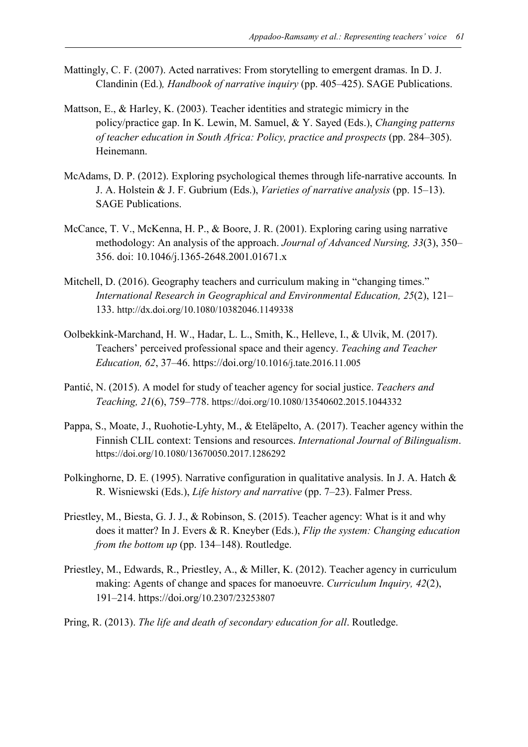Mattingly, C. F. (2007). Acted narratives: From storytelling to emergent dramas. In D. J. Clandinin (Ed.)*, Handbook of narrative inquiry* (pp. 405–425). SAGE Publications.

Mattson, E., & Harley, K. (2003). Teacher identities and strategic mimicry in the policy/practice gap. In K. Lewin, M. Samuel, & Y. Sayed (Eds.), *Changing patterns of teacher education in South Africa: Policy, practice and prospects* (pp. 284–305). Heinemann.

McAdams, D. P. (2012). Exploring psychological themes through life-narrative accounts*.* In J. A. Holstein & J. F. Gubrium (Eds.), *Varieties of narrative analysis* (pp. 15–13). SAGE Publications.

McCance, T. V., McKenna, H. P., & Boore, J. R. (2001). Exploring caring using narrative methodology: An analysis of the approach. *Journal of Advanced Nursing, 33*(3), 350–356. doi: 10.1046/j.1365-2648.2001.01671.x

Mitchell, D. (2016). Geography teachers and curriculum making in "changing times." *International Research in Geographical and Environmental Education, 25*(2), 121–133. http://dx.doi.org/10.1080/10382046.1149338

Oolbekkink-Marchand, H. W., Hadar, L. L., Smith, K., Helleve, I., & Ulvik, M. (2017). Teachers' perceived professional space and their agency. *Teaching and Teacher Education, 62*, 37–46. https://doi.org/10.1016/j.tate.2016.11.005

Pantić, N. (2015). A model for study of teacher agency for social justice. *Teachers and Teaching, 21*(6), 759–778. https://doi.org/10.1080/13540602.2015.1044332

Pappa, S., Moate, J., Ruohotie-Lyhty, M., & Eteläpelto, A. (2017). Teacher agency within the Finnish CLIL context: Tensions and resources. *International Journal of Bilingualism*. https://doi.org/10.1080/13670050.2017.1286292

Polkinghorne, D. E. (1995). Narrative configuration in qualitative analysis. In J. A. Hatch & R. Wisniewski (Eds.), *Life history and narrative* (pp. 7–23). Falmer Press.

Priestley, M., Biesta, G. J. J., & Robinson, S. (2015). Teacher agency: What is it and why does it matter? In J. Evers & R. Kneyber (Eds.), *Flip the system: Changing education from the bottom up* (pp. 134–148). Routledge.

Priestley, M., Edwards, R., Priestley, A., & Miller, K. (2012). Teacher agency in curriculum making: Agents of change and spaces for manoeuvre. *Curriculum Inquiry, 42*(2), 191–214. https://doi.org/10.2307/23253807

Pring, R. (2013). *The life and death of secondary education for all*. Routledge.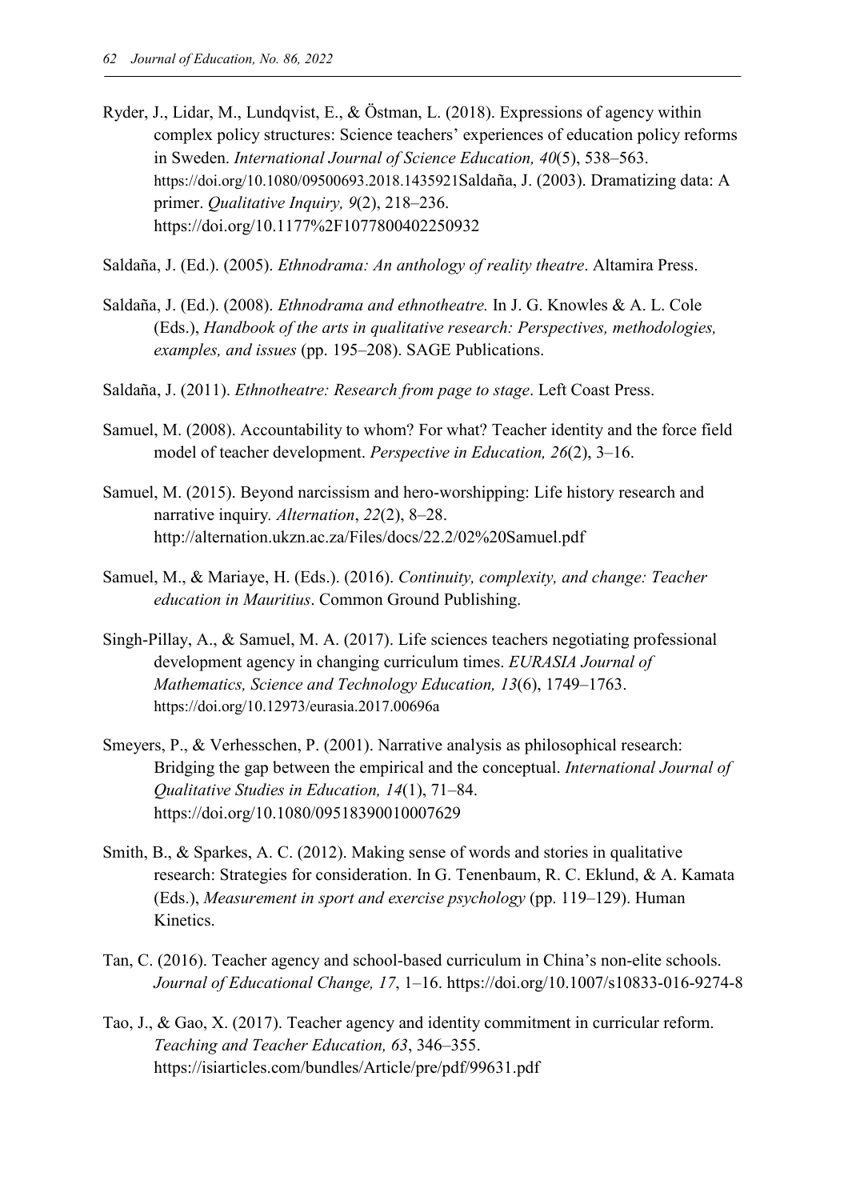Ryder, J., Lidar, M., Lundqvist, E., & Östman, L. (2018). Expressions of agency within complex policy structures: Science teachers' experiences of education policy reforms in Sweden. *International Journal of Science Education, 40*(5), 538–563. https://doi.org/10.1080/09500693.2018.1435921Saldaña, J. (2003). Dramatizing data: A primer. *Qualitative Inquiry, 9*(2), 218–236. https://doi.org/10.1177%2F1077800402250932

Saldaña, J. (Ed.). (2005). *Ethnodrama: An anthology of reality theatre*. Altamira Press.

Saldaña, J. (Ed.). (2008). *Ethnodrama and ethnotheatre.* In J. G. Knowles & A. L. Cole (Eds.), *Handbook of the arts in qualitative research: Perspectives, methodologies, examples, and issues* (pp. 195–208). SAGE Publications.

Saldaña, J. (2011). *Ethnotheatre: Research from page to stage*. Left Coast Press.

Samuel, M. (2008). Accountability to whom? For what? Teacher identity and the force field model of teacher development. *Perspective in Education, 26*(2), 3–16.

Samuel, M. (2015). Beyond narcissism and hero-worshipping: Life history research and narrative inquiry. *Alternation*, *22*(2), 8–28. http://alternation.ukzn.ac.za/Files/docs/22.2/02%20Samuel.pdf

Samuel, M., & Mariaye, H. (Eds.). (2016). *Continuity, complexity, and change: Teacher education in Mauritius*. Common Ground Publishing.

Singh-Pillay, A., & Samuel, M. A. (2017). Life sciences teachers negotiating professional development agency in changing curriculum times. *EURASIA Journal of Mathematics, Science and Technology Education, 13*(6), 1749–1763. https://doi.org/10.12973/eurasia.2017.00696a

Smeyers, P., & Verhesschen, P. (2001). Narrative analysis as philosophical research: Bridging the gap between the empirical and the conceptual. *International Journal of Qualitative Studies in Education, 14*(1), 71–84. https://doi.org/10.1080/09518390010007629

Smith, B., & Sparkes, A. C. (2012). Making sense of words and stories in qualitative research: Strategies for consideration. In G. Tenenbaum, R. C. Eklund, & A. Kamata (Eds.), *Measurement in sport and exercise psychology* (pp. 119–129). Human Kinetics.

Tan, C. (2016). Teacher agency and school-based curriculum in China's non-elite schools. *Journal of Educational Change, 17*, 1–16. https://doi.org/10.1007/s10833-016-9274-8

Tao, J., & Gao, X. (2017). Teacher agency and identity commitment in curricular reform. *Teaching and Teacher Education, 63*, 346–355. https://isiarticles.com/bundles/Article/pre/pdf/99631.pdf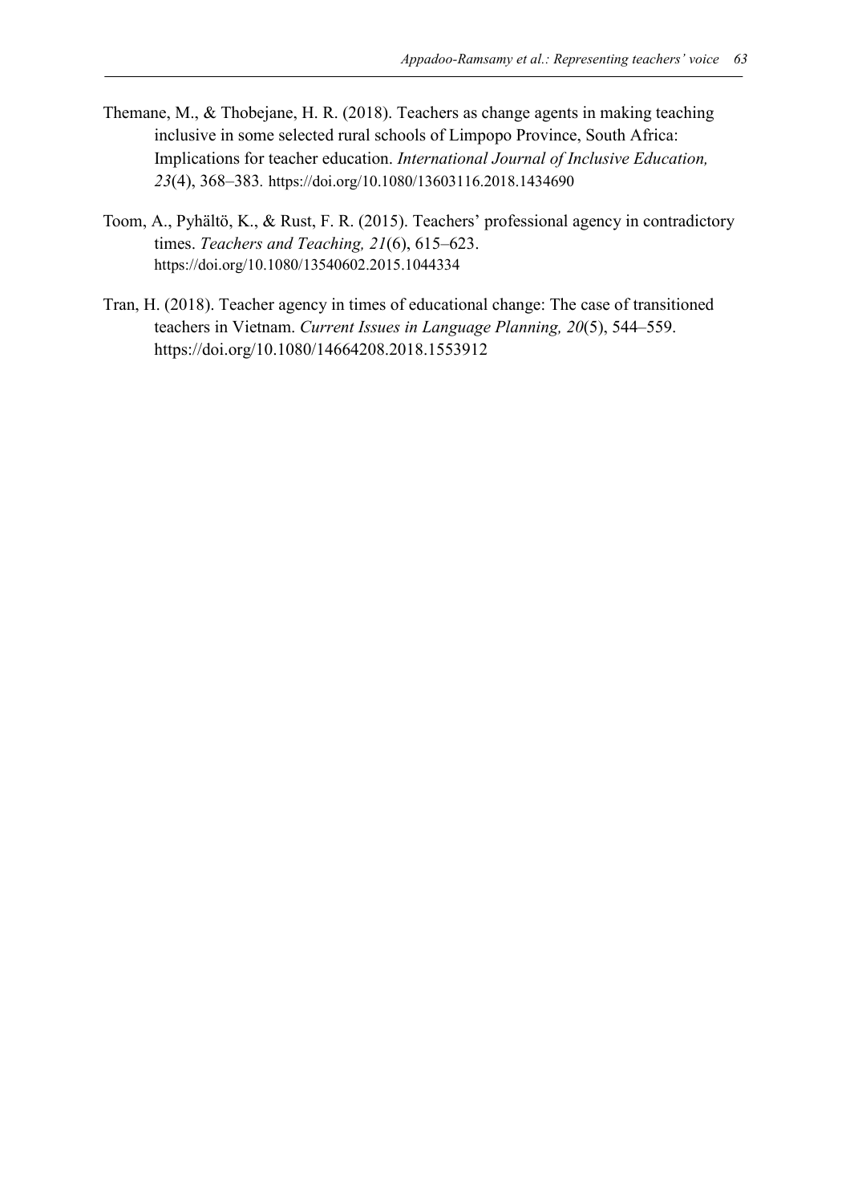Themane, M., & Thobejane, H. R. (2018). Teachers as change agents in making teaching inclusive in some selected rural schools of Limpopo Province, South Africa: Implications for teacher education. *International Journal of Inclusive Education, 23*(4), 368–383. https://doi.org/10.1080/13603116.2018.1434690

Toom, A., Pyhältö, K., & Rust, F. R. (2015). Teachers' professional agency in contradictory times. *Teachers and Teaching, 21*(6), 615–623. https://doi.org/10.1080/13540602.2015.1044334

Tran, H. (2018). Teacher agency in times of educational change: The case of transitioned teachers in Vietnam. *Current Issues in Language Planning, 20*(5), 544–559. https://doi.org/10.1080/14664208.2018.1553912